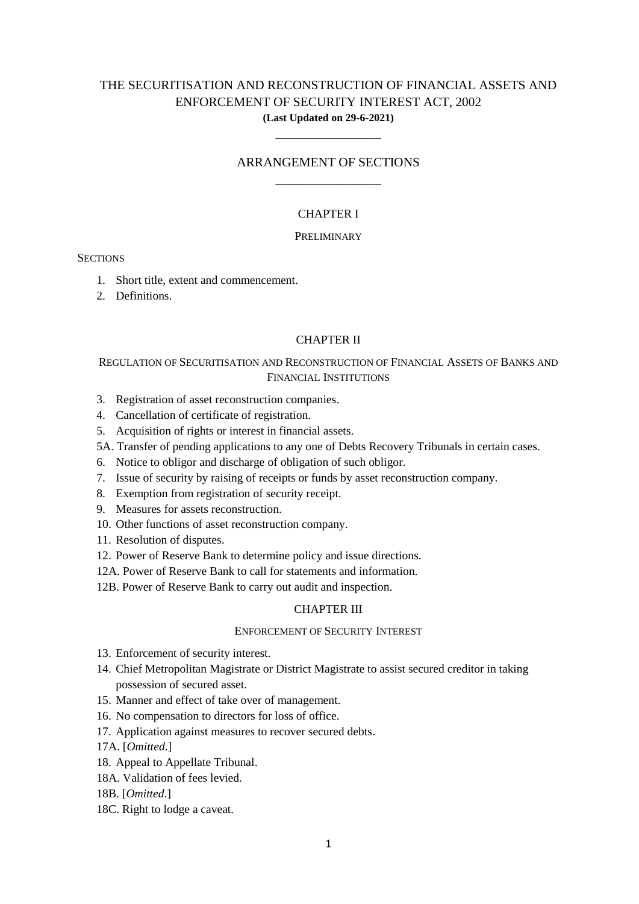# THE SECURITISATION AND RECONSTRUCTION OF FINANCIAL ASSETS AND ENFORCEMENT OF SECURITY INTEREST ACT, 2002

**(Last Updated on 29-6-2021)**

## ARRANGEMENT OF SECTIONS

### CHAPTER I

PRELIMINARY

SECTIONS

1. Short title, extent and commencement.
2. Definitions.

### CHAPTER II

REGULATION OF SECURITISATION AND RECONSTRUCTION OF FINANCIAL ASSETS OF BANKS AND FINANCIAL INSTITUTIONS

3. Registration of asset reconstruction companies.
4. Cancellation of certificate of registration.
5. Acquisition of rights or interest in financial assets.

5A. Transfer of pending applications to any one of Debts Recovery Tribunals in certain cases.

6. Notice to obligor and discharge of obligation of such obligor.
7. Issue of security by raising of receipts or funds by asset reconstruction company.
8. Exemption from registration of security receipt.
9. Measures for assets reconstruction.
10. Other functions of asset reconstruction company.
11. Resolution of disputes.
12. Power of Reserve Bank to determine policy and issue directions.

12A. Power of Reserve Bank to call for statements and information.

12B. Power of Reserve Bank to carry out audit and inspection.

### CHAPTER III

ENFORCEMENT OF SECURITY INTEREST

13. Enforcement of security interest.
14. Chief Metropolitan Magistrate or District Magistrate to assist secured creditor in taking possession of secured asset.
15. Manner and effect of take over of management.
16. No compensation to directors for loss of office.
17. Application against measures to recover secured debts.

17A. [*Omitted*.]

18. Appeal to Appellate Tribunal.

18A. Validation of fees levied.

18B. [*Omitted*.]

18C. Right to lodge a caveat.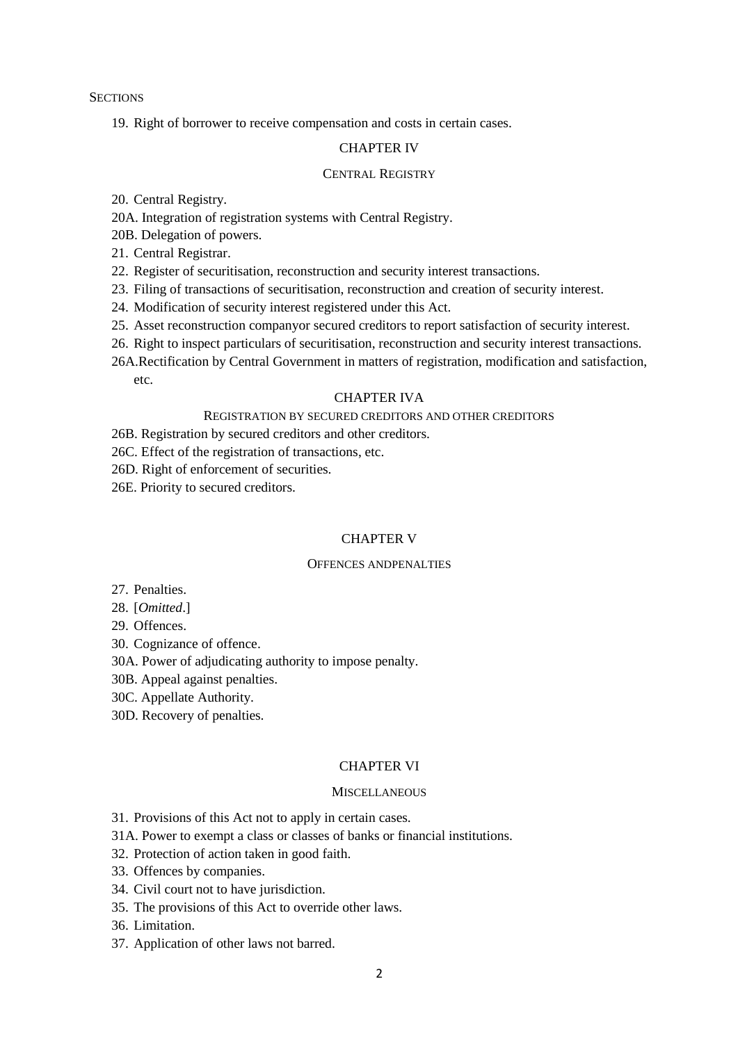SECTIONS

19. Right of borrower to receive compensation and costs in certain cases.

## CHAPTER IV

### CENTRAL REGISTRY

20. Central Registry.

20A. Integration of registration systems with Central Registry.

20B. Delegation of powers.

21. Central Registrar.

22. Register of securitisation, reconstruction and security interest transactions.

23. Filing of transactions of securitisation, reconstruction and creation of security interest.

24. Modification of security interest registered under this Act.

25. Asset reconstruction companyor secured creditors to report satisfaction of security interest.

26. Right to inspect particulars of securitisation, reconstruction and security interest transactions.

26A. Rectification by Central Government in matters of registration, modification and satisfaction, etc.

## CHAPTER IVA

### REGISTRATION BY SECURED CREDITORS AND OTHER CREDITORS

26B. Registration by secured creditors and other creditors.

26C. Effect of the registration of transactions, etc.

26D. Right of enforcement of securities.

26E. Priority to secured creditors.

## CHAPTER V

### OFFENCES ANDPENALTIES

27. Penalties.

28. [*Omitted*.]

29. Offences.

30. Cognizance of offence.

30A. Power of adjudicating authority to impose penalty.

30B. Appeal against penalties.

30C. Appellate Authority.

30D. Recovery of penalties.

## CHAPTER VI

### MISCELLANEOUS

31. Provisions of this Act not to apply in certain cases.

31A. Power to exempt a class or classes of banks or financial institutions.

32. Protection of action taken in good faith.

33. Offences by companies.

34. Civil court not to have jurisdiction.

35. The provisions of this Act to override other laws.

36. Limitation.

37. Application of other laws not barred.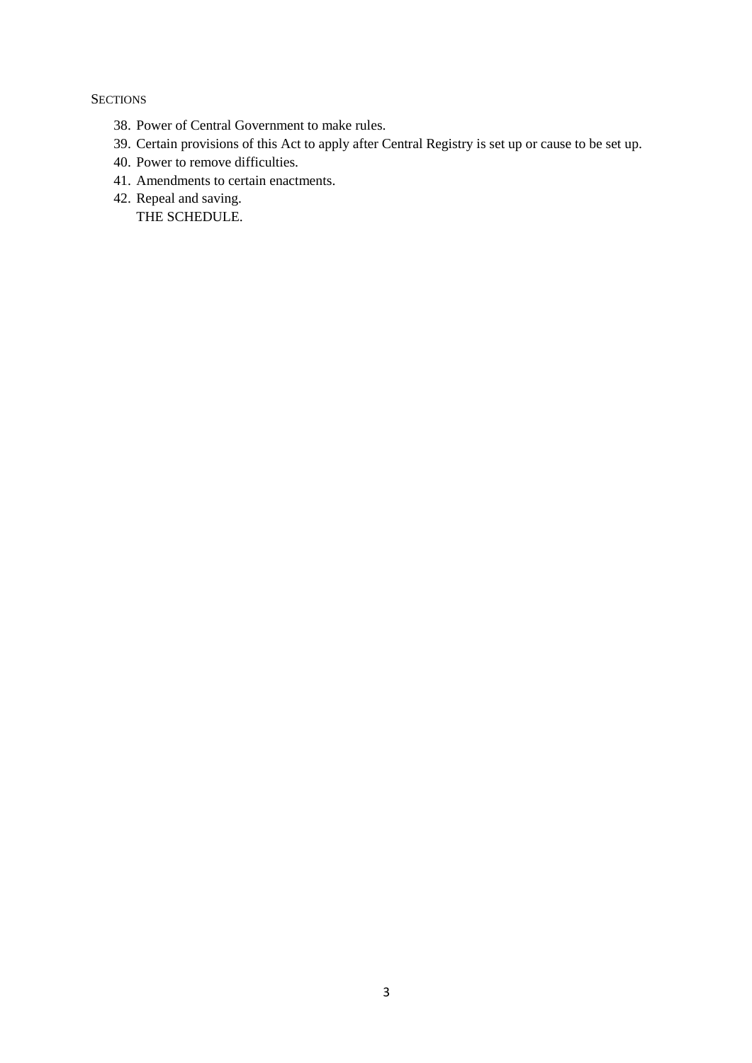SECTIONS

38. Power of Central Government to make rules.
39. Certain provisions of this Act to apply after Central Registry is set up or cause to be set up.
40. Power to remove difficulties.
41. Amendments to certain enactments.
42. Repeal and saving.

THE SCHEDULE.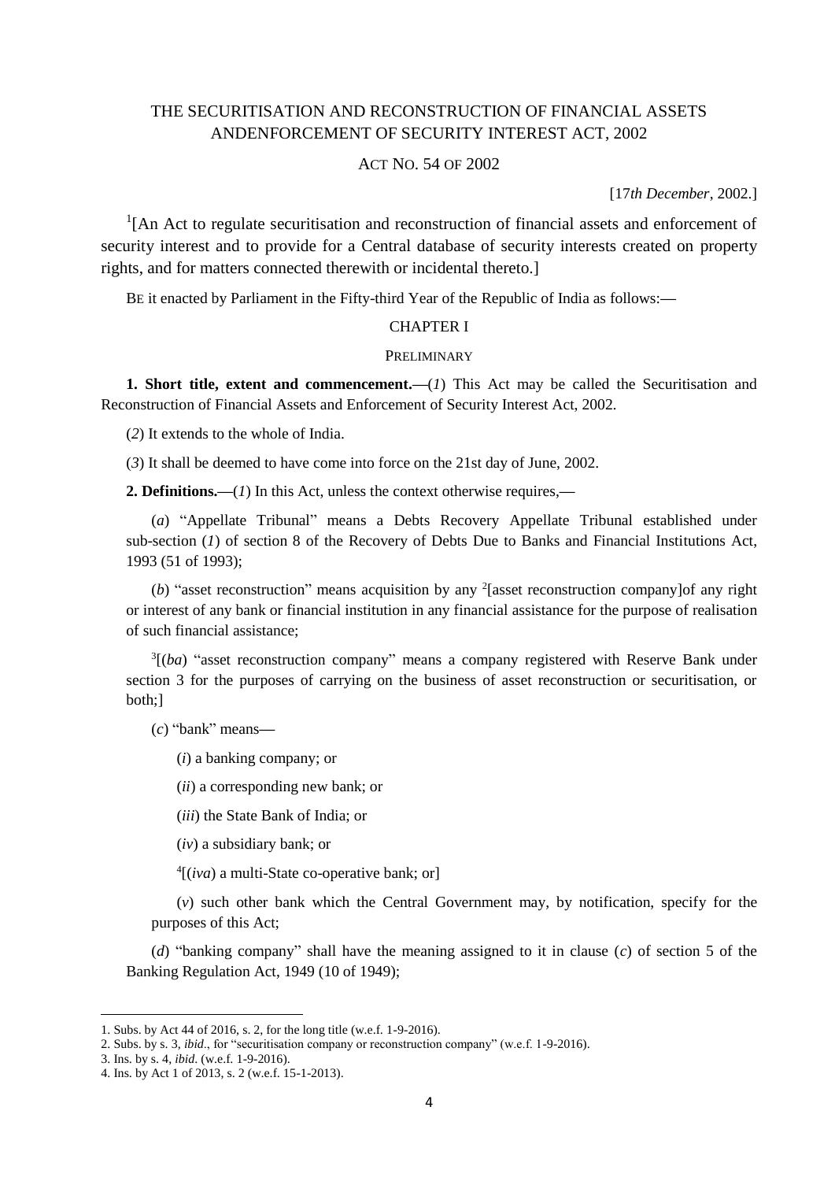# THE SECURITISATION AND RECONSTRUCTION OF FINANCIAL ASSETS ANDENFORCEMENT OF SECURITY INTEREST ACT, 2002

ACT NO. 54 OF 2002

[17*th December*, 2002.]

[1][An Act to regulate securitisation and reconstruction of financial assets and enforcement of security interest and to provide for a Central database of security interests created on property rights, and for matters connected therewith or incidental thereto.]

BE it enacted by Parliament in the Fifty-third Year of the Republic of India as follows:—

## CHAPTER I

### PRELIMINARY

**1. Short title, extent and commencement.**—(*1*) This Act may be called the Securitisation and Reconstruction of Financial Assets and Enforcement of Security Interest Act, 2002.

(*2*) It extends to the whole of India.

(*3*) It shall be deemed to have come into force on the 21st day of June, 2002.

**2. Definitions.**—(*1*) In this Act, unless the context otherwise requires,—

(*a*) "Appellate Tribunal" means a Debts Recovery Appellate Tribunal established under sub-section (*1*) of section 8 of the Recovery of Debts Due to Banks and Financial Institutions Act, 1993 (51 of 1993);

(*b*) "asset reconstruction" means acquisition by any [2][asset reconstruction company]of any right or interest of any bank or financial institution in any financial assistance for the purpose of realisation of such financial assistance;

[3][(*ba*) "asset reconstruction company" means a company registered with Reserve Bank under section 3 for the purposes of carrying on the business of asset reconstruction or securitisation, or both;]

(*c*) "bank" means—

(*i*) a banking company; or

(*ii*) a corresponding new bank; or

(*iii*) the State Bank of India; or

(*iv*) a subsidiary bank; or

[4][(*iva*) a multi-State co-operative bank; or]

(*v*) such other bank which the Central Government may, by notification, specify for the purposes of this Act;

(*d*) "banking company" shall have the meaning assigned to it in clause (*c*) of section 5 of the Banking Regulation Act, 1949 (10 of 1949);

---

1. Subs. by Act 44 of 2016, s. 2, for the long title (w.e.f. 1-9-2016).
2. Subs. by s. 3, *ibid*., for "securitisation company or reconstruction company" (w.e.f. 1-9-2016).
3. Ins. by s. 4, *ibid*. (w.e.f. 1-9-2016).
4. Ins. by Act 1 of 2013, s. 2 (w.e.f. 15-1-2013).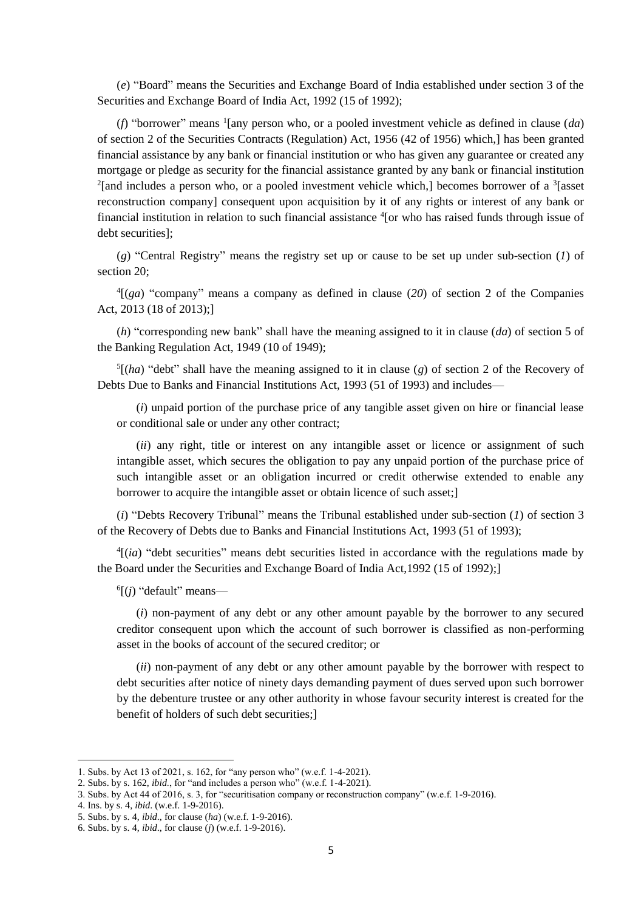(*e*) "Board" means the Securities and Exchange Board of India established under section 3 of the Securities and Exchange Board of India Act, 1992 (15 of 1992);

(*f*) "borrower" means [1][any person who, or a pooled investment vehicle as defined in clause (*da*) of section 2 of the Securities Contracts (Regulation) Act, 1956 (42 of 1956) which,] has been granted financial assistance by any bank or financial institution or who has given any guarantee or created any mortgage or pledge as security for the financial assistance granted by any bank or financial institution [2][and includes a person who, or a pooled investment vehicle which,] becomes borrower of a [3][asset reconstruction company] consequent upon acquisition by it of any rights or interest of any bank or financial institution in relation to such financial assistance [4][or who has raised funds through issue of debt securities];

(*g*) "Central Registry" means the registry set up or cause to be set up under sub-section (*1*) of section 20;

[4][(*ga*) "company" means a company as defined in clause (*20*) of section 2 of the Companies Act, 2013 (18 of 2013);]

(*h*) "corresponding new bank" shall have the meaning assigned to it in clause (*da*) of section 5 of the Banking Regulation Act, 1949 (10 of 1949);

[5][(*ha*) "debt" shall have the meaning assigned to it in clause (*g*) of section 2 of the Recovery of Debts Due to Banks and Financial Institutions Act, 1993 (51 of 1993) and includes—

(*i*) unpaid portion of the purchase price of any tangible asset given on hire or financial lease or conditional sale or under any other contract;

(*ii*) any right, title or interest on any intangible asset or licence or assignment of such intangible asset, which secures the obligation to pay any unpaid portion of the purchase price of such intangible asset or an obligation incurred or credit otherwise extended to enable any borrower to acquire the intangible asset or obtain licence of such asset;]

(*i*) "Debts Recovery Tribunal" means the Tribunal established under sub-section (*1*) of section 3 of the Recovery of Debts due to Banks and Financial Institutions Act, 1993 (51 of 1993);

[4][(*ia*) "debt securities" means debt securities listed in accordance with the regulations made by the Board under the Securities and Exchange Board of India Act,1992 (15 of 1992);]

[6][(*j*) "default" means—

(*i*) non-payment of any debt or any other amount payable by the borrower to any secured creditor consequent upon which the account of such borrower is classified as non-performing asset in the books of account of the secured creditor; or

(*ii*) non-payment of any debt or any other amount payable by the borrower with respect to debt securities after notice of ninety days demanding payment of dues served upon such borrower by the debenture trustee or any other authority in whose favour security interest is created for the benefit of holders of such debt securities;]

---

1. Subs. by Act 13 of 2021, s. 162, for "any person who" (w.e.f. 1-4-2021).
2. Subs. by s. 162, *ibid*., for "and includes a person who" (w.e.f. 1-4-2021).
3. Subs. by Act 44 of 2016, s. 3, for "securitisation company or reconstruction company" (w.e.f. 1-9-2016).
4. Ins. by s. 4, *ibid*. (w.e.f. 1-9-2016).
5. Subs. by s. 4, *ibid*., for clause (*ha*) (w.e.f. 1-9-2016).
6. Subs. by s. 4, *ibid*., for clause (*j*) (w.e.f. 1-9-2016).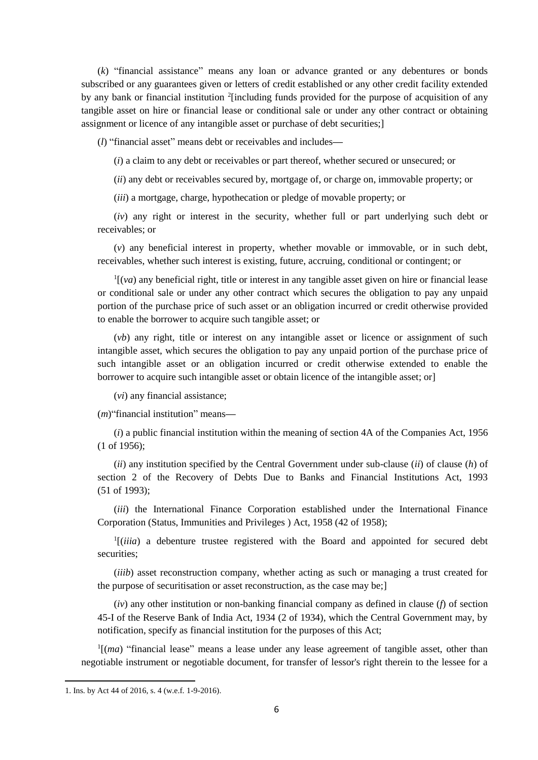(*k*) "financial assistance" means any loan or advance granted or any debentures or bonds subscribed or any guarantees given or letters of credit established or any other credit facility extended by any bank or financial institution [2][including funds provided for the purpose of acquisition of any tangible asset on hire or financial lease or conditional sale or under any other contract or obtaining assignment or licence of any intangible asset or purchase of debt securities;]

(*l*) "financial asset" means debt or receivables and includes—

(*i*) a claim to any debt or receivables or part thereof, whether secured or unsecured; or

(*ii*) any debt or receivables secured by, mortgage of, or charge on, immovable property; or

(*iii*) a mortgage, charge, hypothecation or pledge of movable property; or

(*iv*) any right or interest in the security, whether full or part underlying such debt or receivables; or

(*v*) any beneficial interest in property, whether movable or immovable, or in such debt, receivables, whether such interest is existing, future, accruing, conditional or contingent; or

[1][(*va*) any beneficial right, title or interest in any tangible asset given on hire or financial lease or conditional sale or under any other contract which secures the obligation to pay any unpaid portion of the purchase price of such asset or an obligation incurred or credit otherwise provided to enable the borrower to acquire such tangible asset; or

(*vb*) any right, title or interest on any intangible asset or licence or assignment of such intangible asset, which secures the obligation to pay any unpaid portion of the purchase price of such intangible asset or an obligation incurred or credit otherwise extended to enable the borrower to acquire such intangible asset or obtain licence of the intangible asset; or]

(*vi*) any financial assistance;

(*m*) "financial institution" means—

(*i*) a public financial institution within the meaning of section 4A of the Companies Act, 1956 (1 of 1956);

(*ii*) any institution specified by the Central Government under sub-clause (*ii*) of clause (*h*) of section 2 of the Recovery of Debts Due to Banks and Financial Institutions Act, 1993 (51 of 1993);

(*iii*) the International Finance Corporation established under the International Finance Corporation (Status, Immunities and Privileges ) Act, 1958 (42 of 1958);

[1][(*iiia*) a debenture trustee registered with the Board and appointed for secured debt securities;

(*iiib*) asset reconstruction company, whether acting as such or managing a trust created for the purpose of securitisation or asset reconstruction, as the case may be;]

(*iv*) any other institution or non-banking financial company as defined in clause (*f*) of section 45-I of the Reserve Bank of India Act, 1934 (2 of 1934), which the Central Government may, by notification, specify as financial institution for the purposes of this Act;

[1][(*ma*) "financial lease" means a lease under any lease agreement of tangible asset, other than negotiable instrument or negotiable document, for transfer of lessor's right therein to the lessee for a

---

1. Ins. by Act 44 of 2016, s. 4 (w.e.f. 1-9-2016).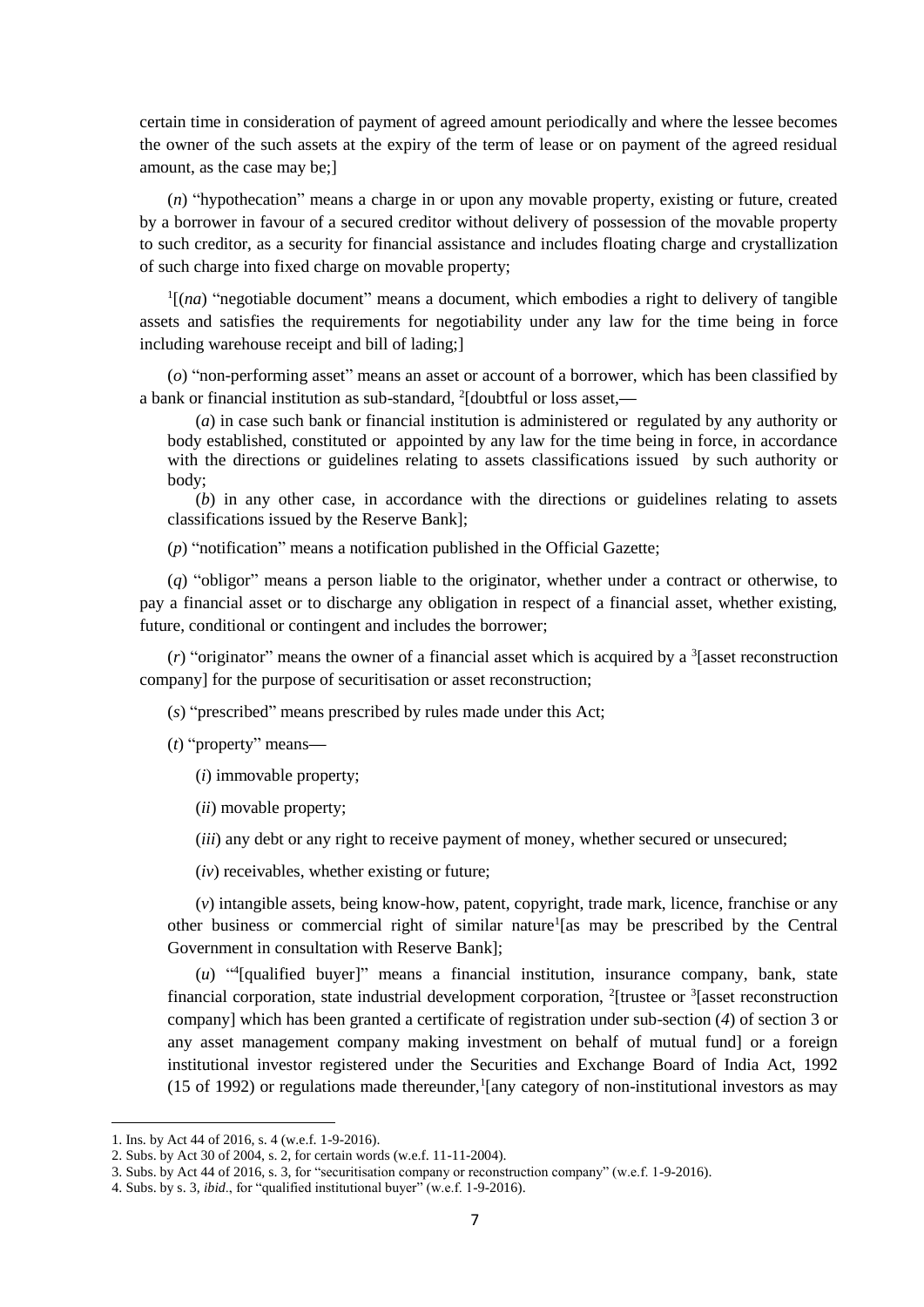certain time in consideration of payment of agreed amount periodically and where the lessee becomes the owner of the such assets at the expiry of the term of lease or on payment of the agreed residual amount, as the case may be;]

(*n*) "hypothecation" means a charge in or upon any movable property, existing or future, created by a borrower in favour of a secured creditor without delivery of possession of the movable property to such creditor, as a security for financial assistance and includes floating charge and crystallization of such charge into fixed charge on movable property;

[1][(*na*) "negotiable document" means a document, which embodies a right to delivery of tangible assets and satisfies the requirements for negotiability under any law for the time being in force including warehouse receipt and bill of lading;]

(*o*) "non-performing asset" means an asset or account of a borrower, which has been classified by a bank or financial institution as sub-standard, [2][doubtful or loss asset,—

(*a*) in case such bank or financial institution is administered or regulated by any authority or body established, constituted or appointed by any law for the time being in force, in accordance with the directions or guidelines relating to assets classifications issued by such authority or body;

(*b*) in any other case, in accordance with the directions or guidelines relating to assets classifications issued by the Reserve Bank];

(*p*) "notification" means a notification published in the Official Gazette;

(*q*) "obligor" means a person liable to the originator, whether under a contract or otherwise, to pay a financial asset or to discharge any obligation in respect of a financial asset, whether existing, future, conditional or contingent and includes the borrower;

(*r*) "originator" means the owner of a financial asset which is acquired by a [3][asset reconstruction company] for the purpose of securitisation or asset reconstruction;

(*s*) "prescribed" means prescribed by rules made under this Act;

(*t*) "property" means—

(*i*) immovable property;

(*ii*) movable property;

(*iii*) any debt or any right to receive payment of money, whether secured or unsecured;

(*iv*) receivables, whether existing or future;

(*v*) intangible assets, being know-how, patent, copyright, trade mark, licence, franchise or any other business or commercial right of similar nature[1][as may be prescribed by the Central Government in consultation with Reserve Bank];

(*u*) "[4][qualified buyer]" means a financial institution, insurance company, bank, state financial corporation, state industrial development corporation, [2][trustee or [3][asset reconstruction company] which has been granted a certificate of registration under sub-section (*4*) of section 3 or any asset management company making investment on behalf of mutual fund] or a foreign institutional investor registered under the Securities and Exchange Board of India Act, 1992 (15 of 1992) or regulations made thereunder,[1][any category of non-institutional investors as may

---

1. Ins. by Act 44 of 2016, s. 4 (w.e.f. 1-9-2016).
2. Subs. by Act 30 of 2004, s. 2, for certain words (w.e.f. 11-11-2004).
3. Subs. by Act 44 of 2016, s. 3, for "securitisation company or reconstruction company" (w.e.f. 1-9-2016).
4. Subs. by s. 3, *ibid*., for "qualified institutional buyer" (w.e.f. 1-9-2016).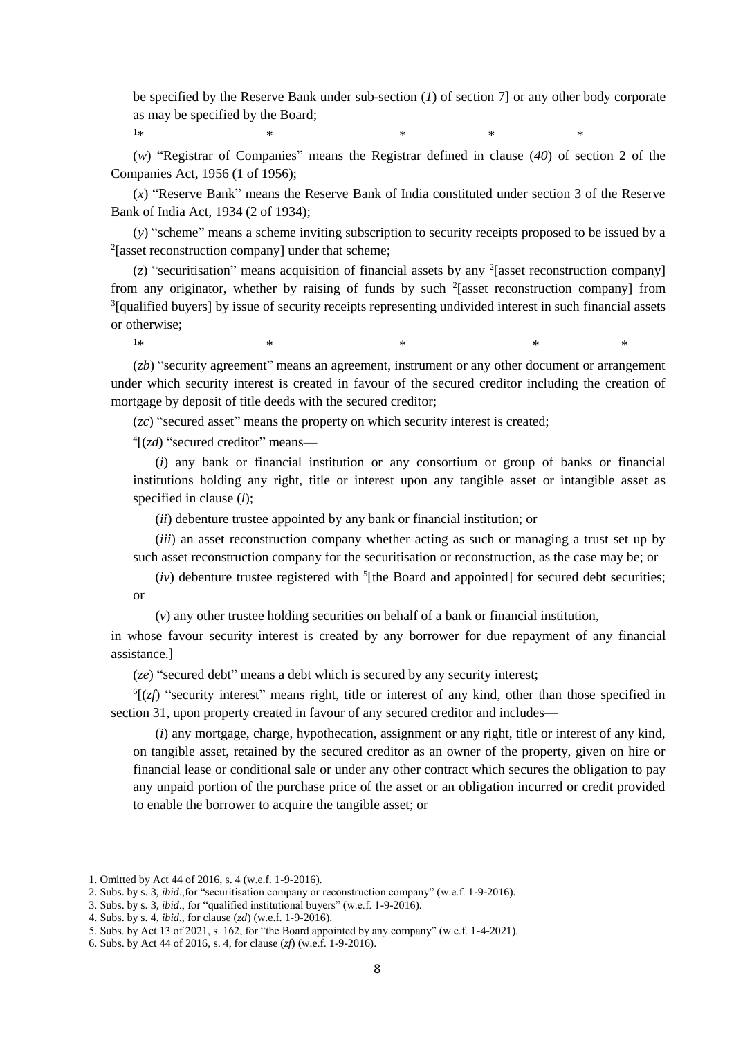be specified by the Reserve Bank under sub-section (*1*) of section 7] or any other body corporate as may be specified by the Board;

[1]* * * * *

(*w*) "Registrar of Companies" means the Registrar defined in clause (*40*) of section 2 of the Companies Act, 1956 (1 of 1956);

(*x*) "Reserve Bank" means the Reserve Bank of India constituted under section 3 of the Reserve Bank of India Act, 1934 (2 of 1934);

(*y*) "scheme" means a scheme inviting subscription to security receipts proposed to be issued by a [2][asset reconstruction company] under that scheme;

(*z*) "securitisation" means acquisition of financial assets by any [2][asset reconstruction company] from any originator, whether by raising of funds by such [2][asset reconstruction company] from [3][qualified buyers] by issue of security receipts representing undivided interest in such financial assets or otherwise;

[1]* * * * *

(*zb*) "security agreement" means an agreement, instrument or any other document or arrangement under which security interest is created in favour of the secured creditor including the creation of mortgage by deposit of title deeds with the secured creditor;

(*zc*) "secured asset" means the property on which security interest is created;

[4][(*zd*) "secured creditor" means—

(*i*) any bank or financial institution or any consortium or group of banks or financial institutions holding any right, title or interest upon any tangible asset or intangible asset as specified in clause (*l*);

(*ii*) debenture trustee appointed by any bank or financial institution; or

(*iii*) an asset reconstruction company whether acting as such or managing a trust set up by such asset reconstruction company for the securitisation or reconstruction, as the case may be; or

(*iv*) debenture trustee registered with [5][the Board and appointed] for secured debt securities; or

(*v*) any other trustee holding securities on behalf of a bank or financial institution,

in whose favour security interest is created by any borrower for due repayment of any financial assistance.]

(*ze*) "secured debt" means a debt which is secured by any security interest;

[6][(*zf*) "security interest" means right, title or interest of any kind, other than those specified in section 31, upon property created in favour of any secured creditor and includes—

(*i*) any mortgage, charge, hypothecation, assignment or any right, title or interest of any kind, on tangible asset, retained by the secured creditor as an owner of the property, given on hire or financial lease or conditional sale or under any other contract which secures the obligation to pay any unpaid portion of the purchase price of the asset or an obligation incurred or credit provided to enable the borrower to acquire the tangible asset; or

---

1. Omitted by Act 44 of 2016, s. 4 (w.e.f. 1-9-2016).
2. Subs. by s. 3, *ibid*.,for "securitisation company or reconstruction company" (w.e.f. 1-9-2016).
3. Subs. by s. 3, *ibid*., for "qualified institutional buyers" (w.e.f. 1-9-2016).
4. Subs. by s. 4, *ibid*., for clause (*zd*) (w.e.f. 1-9-2016).
5. Subs. by Act 13 of 2021, s. 162, for "the Board appointed by any company" (w.e.f. 1-4-2021).
6. Subs. by Act 44 of 2016, s. 4, for clause (*zf*) (w.e.f. 1-9-2016).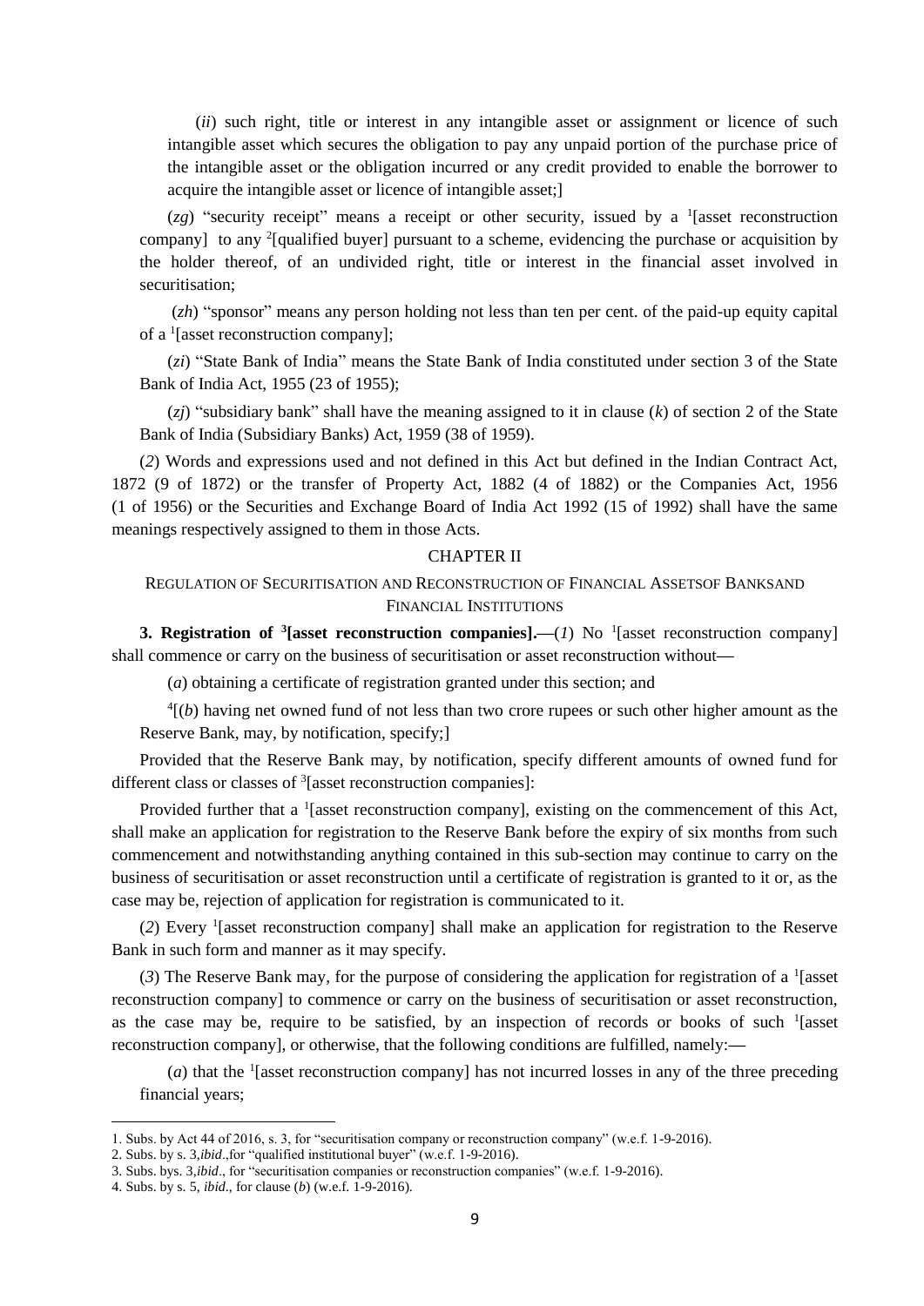(*ii*) such right, title or interest in any intangible asset or assignment or licence of such intangible asset which secures the obligation to pay any unpaid portion of the purchase price of the intangible asset or the obligation incurred or any credit provided to enable the borrower to acquire the intangible asset or licence of intangible asset;]

(*zg*) "security receipt" means a receipt or other security, issued by a [1][asset reconstruction company] to any [2][qualified buyer] pursuant to a scheme, evidencing the purchase or acquisition by the holder thereof, of an undivided right, title or interest in the financial asset involved in securitisation;

(*zh*) "sponsor" means any person holding not less than ten per cent. of the paid-up equity capital of a [1][asset reconstruction company];

(*zi*) "State Bank of India" means the State Bank of India constituted under section 3 of the State Bank of India Act, 1955 (23 of 1955);

(*zj*) "subsidiary bank" shall have the meaning assigned to it in clause (*k*) of section 2 of the State Bank of India (Subsidiary Banks) Act, 1959 (38 of 1959).

(*2*) Words and expressions used and not defined in this Act but defined in the Indian Contract Act, 1872 (9 of 1872) or the transfer of Property Act, 1882 (4 of 1882) or the Companies Act, 1956 (1 of 1956) or the Securities and Exchange Board of India Act 1992 (15 of 1992) shall have the same meanings respectively assigned to them in those Acts.

## CHAPTER II

### REGULATION OF SECURITISATION AND RECONSTRUCTION OF FINANCIAL ASSETSOF BANKSAND FINANCIAL INSTITUTIONS

**3. Registration of [3][asset reconstruction companies].**—(*1*) No [1][asset reconstruction company] shall commence or carry on the business of securitisation or asset reconstruction without—

(*a*) obtaining a certificate of registration granted under this section; and

[4][(*b*) having net owned fund of not less than two crore rupees or such other higher amount as the Reserve Bank, may, by notification, specify;]

Provided that the Reserve Bank may, by notification, specify different amounts of owned fund for different class or classes of [3][asset reconstruction companies]:

Provided further that a [1][asset reconstruction company], existing on the commencement of this Act, shall make an application for registration to the Reserve Bank before the expiry of six months from such commencement and notwithstanding anything contained in this sub-section may continue to carry on the business of securitisation or asset reconstruction until a certificate of registration is granted to it or, as the case may be, rejection of application for registration is communicated to it.

(*2*) Every [1][asset reconstruction company] shall make an application for registration to the Reserve Bank in such form and manner as it may specify.

(*3*) The Reserve Bank may, for the purpose of considering the application for registration of a [1][asset reconstruction company] to commence or carry on the business of securitisation or asset reconstruction, as the case may be, require to be satisfied, by an inspection of records or books of such [1][asset reconstruction company], or otherwise, that the following conditions are fulfilled, namely:—

(*a*) that the [1][asset reconstruction company] has not incurred losses in any of the three preceding financial years;

---

1. Subs. by Act 44 of 2016, s. 3, for "securitisation company or reconstruction company" (w.e.f. 1-9-2016).
2. Subs. by s. 3,*ibid*.,for "qualified institutional buyer" (w.e.f. 1-9-2016).
3. Subs. bys. 3,*ibid*., for "securitisation companies or reconstruction companies" (w.e.f. 1-9-2016).
4. Subs. by s. 5, *ibid*., for clause (*b*) (w.e.f. 1-9-2016).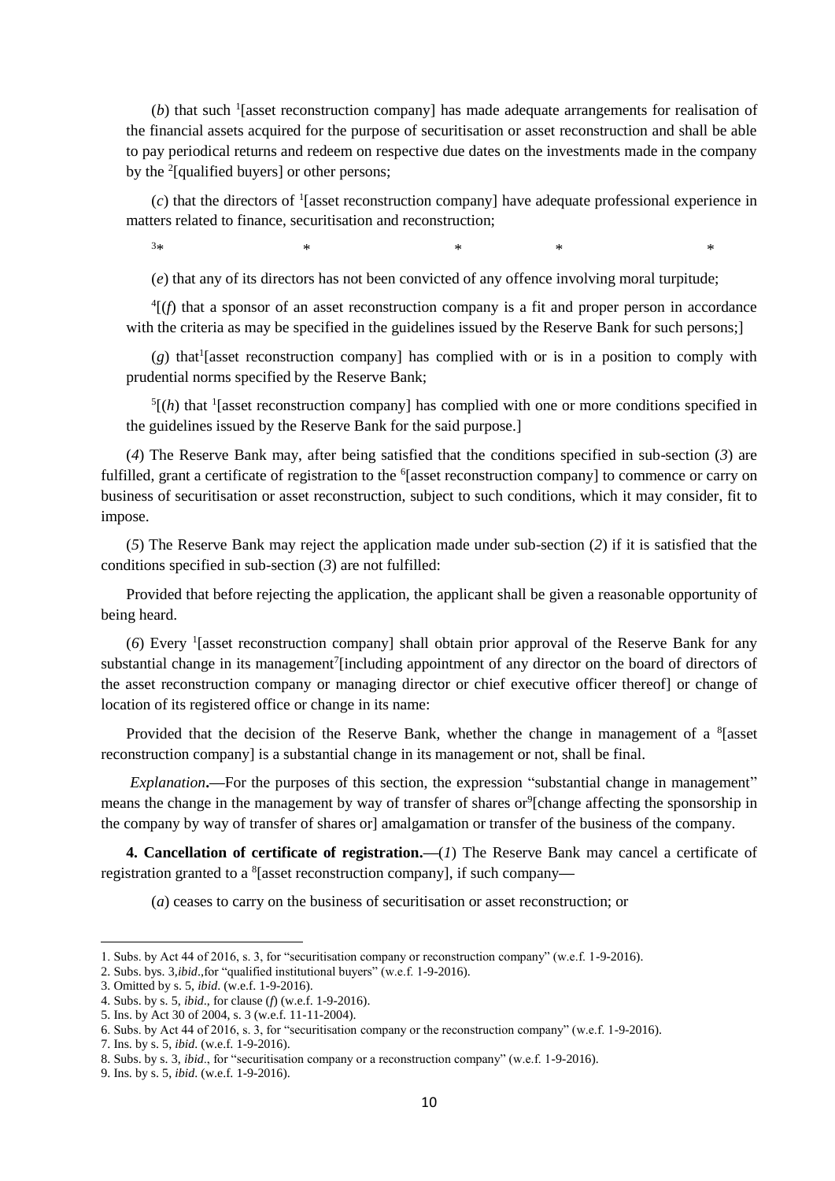(*b*) that such [1][asset reconstruction company] has made adequate arrangements for realisation of the financial assets acquired for the purpose of securitisation or asset reconstruction and shall be able to pay periodical returns and redeem on respective due dates on the investments made in the company by the [2][qualified buyers] or other persons;

(*c*) that the directors of [1][asset reconstruction company] have adequate professional experience in matters related to finance, securitisation and reconstruction;

[3]* * * * *

(*e*) that any of its directors has not been convicted of any offence involving moral turpitude;

[4][(*f*) that a sponsor of an asset reconstruction company is a fit and proper person in accordance with the criteria as may be specified in the guidelines issued by the Reserve Bank for such persons;]

(*g*) that[1][asset reconstruction company] has complied with or is in a position to comply with prudential norms specified by the Reserve Bank;

[5][(*h*) that [1][asset reconstruction company] has complied with one or more conditions specified in the guidelines issued by the Reserve Bank for the said purpose.]

(*4*) The Reserve Bank may, after being satisfied that the conditions specified in sub-section (*3*) are fulfilled, grant a certificate of registration to the [6][asset reconstruction company] to commence or carry on business of securitisation or asset reconstruction, subject to such conditions, which it may consider, fit to impose.

(*5*) The Reserve Bank may reject the application made under sub-section (*2*) if it is satisfied that the conditions specified in sub-section (*3*) are not fulfilled:

Provided that before rejecting the application, the applicant shall be given a reasonable opportunity of being heard.

(*6*) Every [1][asset reconstruction company] shall obtain prior approval of the Reserve Bank for any substantial change in its management[7][including appointment of any director on the board of directors of the asset reconstruction company or managing director or chief executive officer thereof] or change of location of its registered office or change in its name:

Provided that the decision of the Reserve Bank, whether the change in management of a [8][asset reconstruction company] is a substantial change in its management or not, shall be final.

*Explanation***.—**For the purposes of this section, the expression "substantial change in management" means the change in the management by way of transfer of shares or[9][change affecting the sponsorship in the company by way of transfer of shares or] amalgamation or transfer of the business of the company.

**4. Cancellation of certificate of registration.—**(*1*) The Reserve Bank may cancel a certificate of registration granted to a [8][asset reconstruction company], if such company—

(*a*) ceases to carry on the business of securitisation or asset reconstruction; or

---

1. Subs. by Act 44 of 2016, s. 3, for "securitisation company or reconstruction company" (w.e.f. 1-9-2016).
2. Subs. bys. 3,*ibid*.,for "qualified institutional buyers" (w.e.f. 1-9-2016).
3. Omitted by s. 5, *ibid*. (w.e.f. 1-9-2016).
4. Subs. by s. 5, *ibid*., for clause (*f*) (w.e.f. 1-9-2016).
5. Ins. by Act 30 of 2004, s. 3 (w.e.f. 11-11-2004).
6. Subs. by Act 44 of 2016, s. 3, for "securitisation company or the reconstruction company" (w.e.f. 1-9-2016).
7. Ins. by s. 5, *ibid*. (w.e.f. 1-9-2016).
8. Subs. by s. 3, *ibid*., for "securitisation company or a reconstruction company" (w.e.f. 1-9-2016).
9. Ins. by s. 5, *ibid*. (w.e.f. 1-9-2016).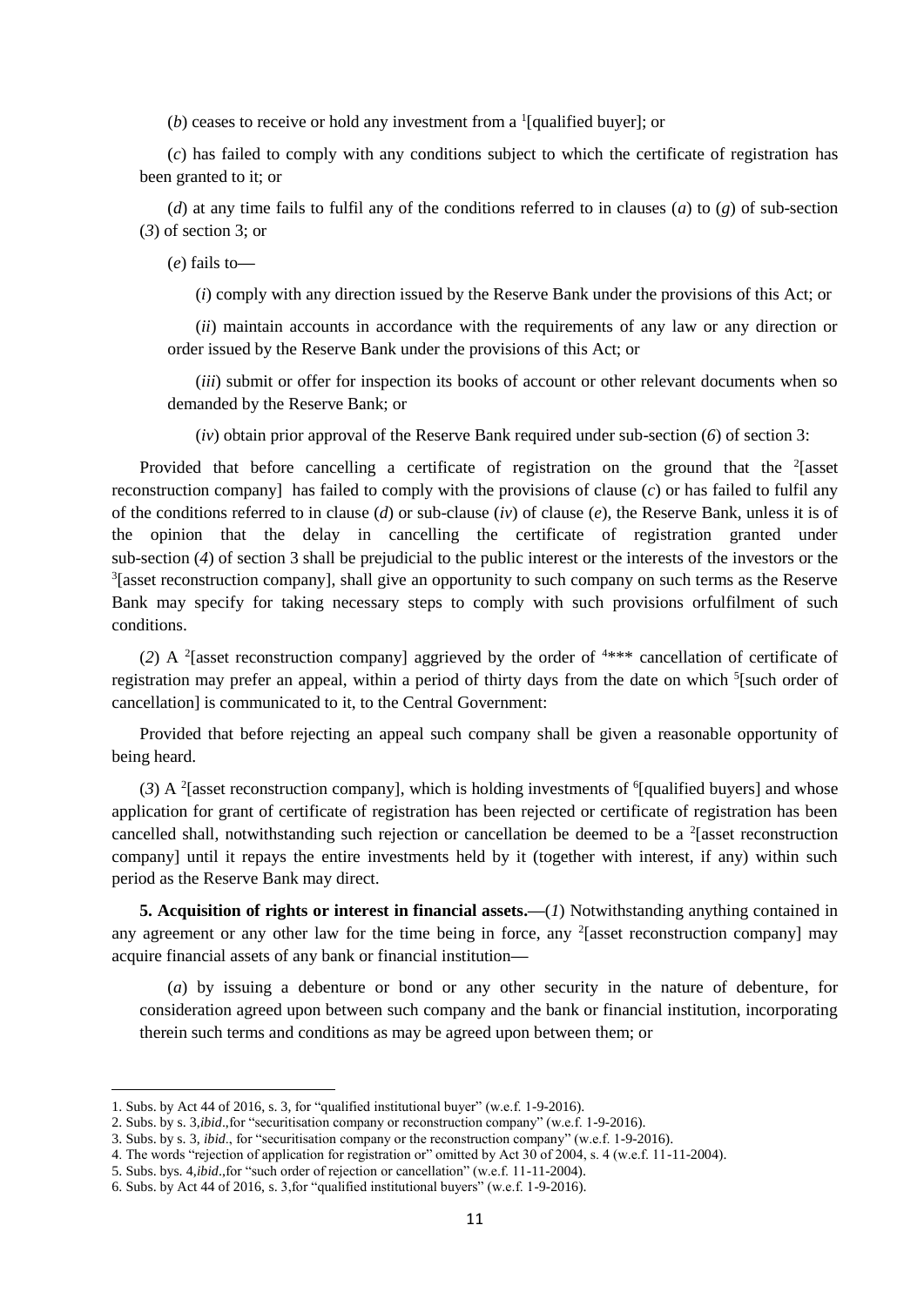(*b*) ceases to receive or hold any investment from a [1][qualified buyer]; or

(*c*) has failed to comply with any conditions subject to which the certificate of registration has been granted to it; or

(*d*) at any time fails to fulfil any of the conditions referred to in clauses (*a*) to (*g*) of sub-section (*3*) of section 3; or

(*e*) fails to—

(*i*) comply with any direction issued by the Reserve Bank under the provisions of this Act; or

(*ii*) maintain accounts in accordance with the requirements of any law or any direction or order issued by the Reserve Bank under the provisions of this Act; or

(*iii*) submit or offer for inspection its books of account or other relevant documents when so demanded by the Reserve Bank; or

(*iv*) obtain prior approval of the Reserve Bank required under sub-section (*6*) of section 3:

Provided that before cancelling a certificate of registration on the ground that the [2][asset reconstruction company] has failed to comply with the provisions of clause (*c*) or has failed to fulfil any of the conditions referred to in clause (*d*) or sub-clause (*iv*) of clause (*e*), the Reserve Bank, unless it is of the opinion that the delay in cancelling the certificate of registration granted under sub-section (*4*) of section 3 shall be prejudicial to the public interest or the interests of the investors or the [3][asset reconstruction company], shall give an opportunity to such company on such terms as the Reserve Bank may specify for taking necessary steps to comply with such provisions orfulfilment of such conditions.

(*2*) A [2][asset reconstruction company] aggrieved by the order of [4]*** cancellation of certificate of registration may prefer an appeal, within a period of thirty days from the date on which [5][such order of cancellation] is communicated to it, to the Central Government:

Provided that before rejecting an appeal such company shall be given a reasonable opportunity of being heard.

(*3*) A [2][asset reconstruction company], which is holding investments of [6][qualified buyers] and whose application for grant of certificate of registration has been rejected or certificate of registration has been cancelled shall, notwithstanding such rejection or cancellation be deemed to be a [2][asset reconstruction company] until it repays the entire investments held by it (together with interest, if any) within such period as the Reserve Bank may direct.

**5. Acquisition of rights or interest in financial assets.**—(*1*) Notwithstanding anything contained in any agreement or any other law for the time being in force, any [2][asset reconstruction company] may acquire financial assets of any bank or financial institution—

(*a*) by issuing a debenture or bond or any other security in the nature of debenture, for consideration agreed upon between such company and the bank or financial institution, incorporating therein such terms and conditions as may be agreed upon between them; or

---

1. Subs. by Act 44 of 2016, s. 3, for "qualified institutional buyer" (w.e.f. 1-9-2016).
2. Subs. by s. 3,*ibid*.,for "securitisation company or reconstruction company" (w.e.f. 1-9-2016).
3. Subs. by s. 3, *ibid*., for "securitisation company or the reconstruction company" (w.e.f. 1-9-2016).
4. The words "rejection of application for registration or" omitted by Act 30 of 2004, s. 4 (w.e.f. 11-11-2004).
5. Subs. bys. 4,*ibid*.,for "such order of rejection or cancellation" (w.e.f. 11-11-2004).
6. Subs. by Act 44 of 2016, s. 3,for "qualified institutional buyers" (w.e.f. 1-9-2016).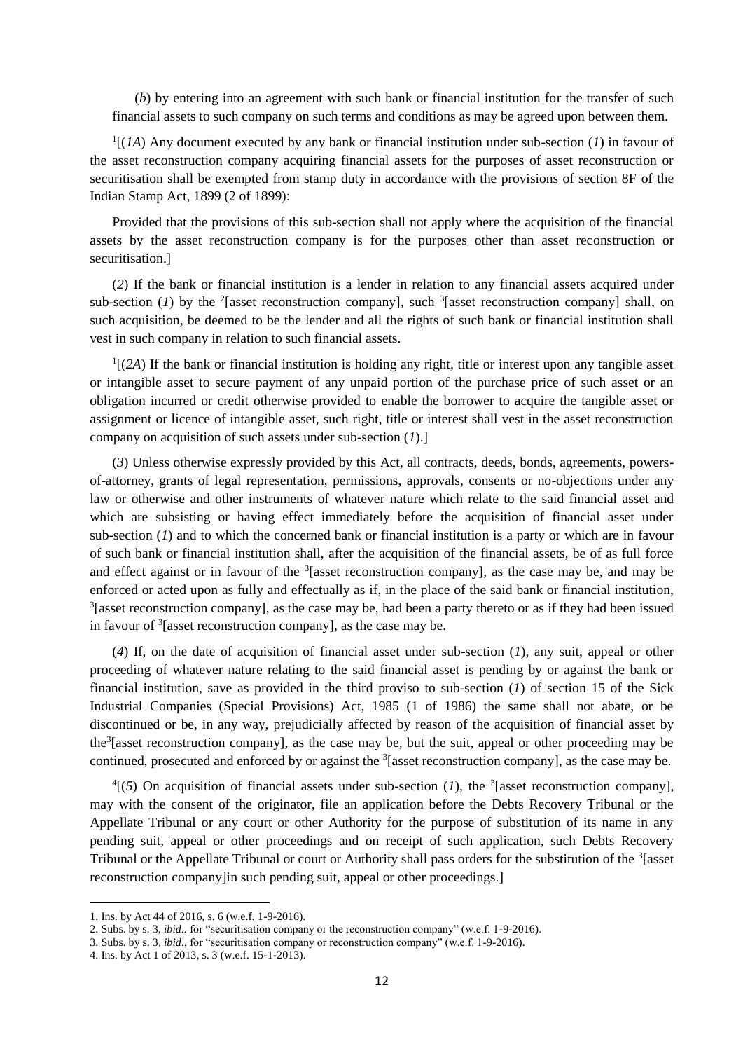(*b*) by entering into an agreement with such bank or financial institution for the transfer of such financial assets to such company on such terms and conditions as may be agreed upon between them.

[1][(*1A*) Any document executed by any bank or financial institution under sub-section (*1*) in favour of the asset reconstruction company acquiring financial assets for the purposes of asset reconstruction or securitisation shall be exempted from stamp duty in accordance with the provisions of section 8F of the Indian Stamp Act, 1899 (2 of 1899):

Provided that the provisions of this sub-section shall not apply where the acquisition of the financial assets by the asset reconstruction company is for the purposes other than asset reconstruction or securitisation.]

(*2*) If the bank or financial institution is a lender in relation to any financial assets acquired under sub-section (*1*) by the [2][asset reconstruction company], such [3][asset reconstruction company] shall, on such acquisition, be deemed to be the lender and all the rights of such bank or financial institution shall vest in such company in relation to such financial assets.

[1][(*2A*) If the bank or financial institution is holding any right, title or interest upon any tangible asset or intangible asset to secure payment of any unpaid portion of the purchase price of such asset or an obligation incurred or credit otherwise provided to enable the borrower to acquire the tangible asset or assignment or licence of intangible asset, such right, title or interest shall vest in the asset reconstruction company on acquisition of such assets under sub-section (*1*).]

(*3*) Unless otherwise expressly provided by this Act, all contracts, deeds, bonds, agreements, powers-of-attorney, grants of legal representation, permissions, approvals, consents or no-objections under any law or otherwise and other instruments of whatever nature which relate to the said financial asset and which are subsisting or having effect immediately before the acquisition of financial asset under sub-section (*1*) and to which the concerned bank or financial institution is a party or which are in favour of such bank or financial institution shall, after the acquisition of the financial assets, be of as full force and effect against or in favour of the [3][asset reconstruction company], as the case may be, and may be enforced or acted upon as fully and effectually as if, in the place of the said bank or financial institution, [3][asset reconstruction company], as the case may be, had been a party thereto or as if they had been issued in favour of [3][asset reconstruction company], as the case may be.

(*4*) If, on the date of acquisition of financial asset under sub-section (*1*), any suit, appeal or other proceeding of whatever nature relating to the said financial asset is pending by or against the bank or financial institution, save as provided in the third proviso to sub-section (*1*) of section 15 of the Sick Industrial Companies (Special Provisions) Act, 1985 (1 of 1986) the same shall not abate, or be discontinued or be, in any way, prejudicially affected by reason of the acquisition of financial asset by the[3][asset reconstruction company], as the case may be, but the suit, appeal or other proceeding may be continued, prosecuted and enforced by or against the [3][asset reconstruction company], as the case may be.

[4][(*5*) On acquisition of financial assets under sub-section (*1*), the [3][asset reconstruction company], may with the consent of the originator, file an application before the Debts Recovery Tribunal or the Appellate Tribunal or any court or other Authority for the purpose of substitution of its name in any pending suit, appeal or other proceedings and on receipt of such application, such Debts Recovery Tribunal or the Appellate Tribunal or court or Authority shall pass orders for the substitution of the [3][asset reconstruction company]in such pending suit, appeal or other proceedings.]

---

1. Ins. by Act 44 of 2016, s. 6 (w.e.f. 1-9-2016).
2. Subs. by s. 3, *ibid*., for "securitisation company or the reconstruction company" (w.e.f. 1-9-2016).
3. Subs. by s. 3, *ibid*., for "securitisation company or reconstruction company" (w.e.f. 1-9-2016).
4. Ins. by Act 1 of 2013, s. 3 (w.e.f. 15-1-2013).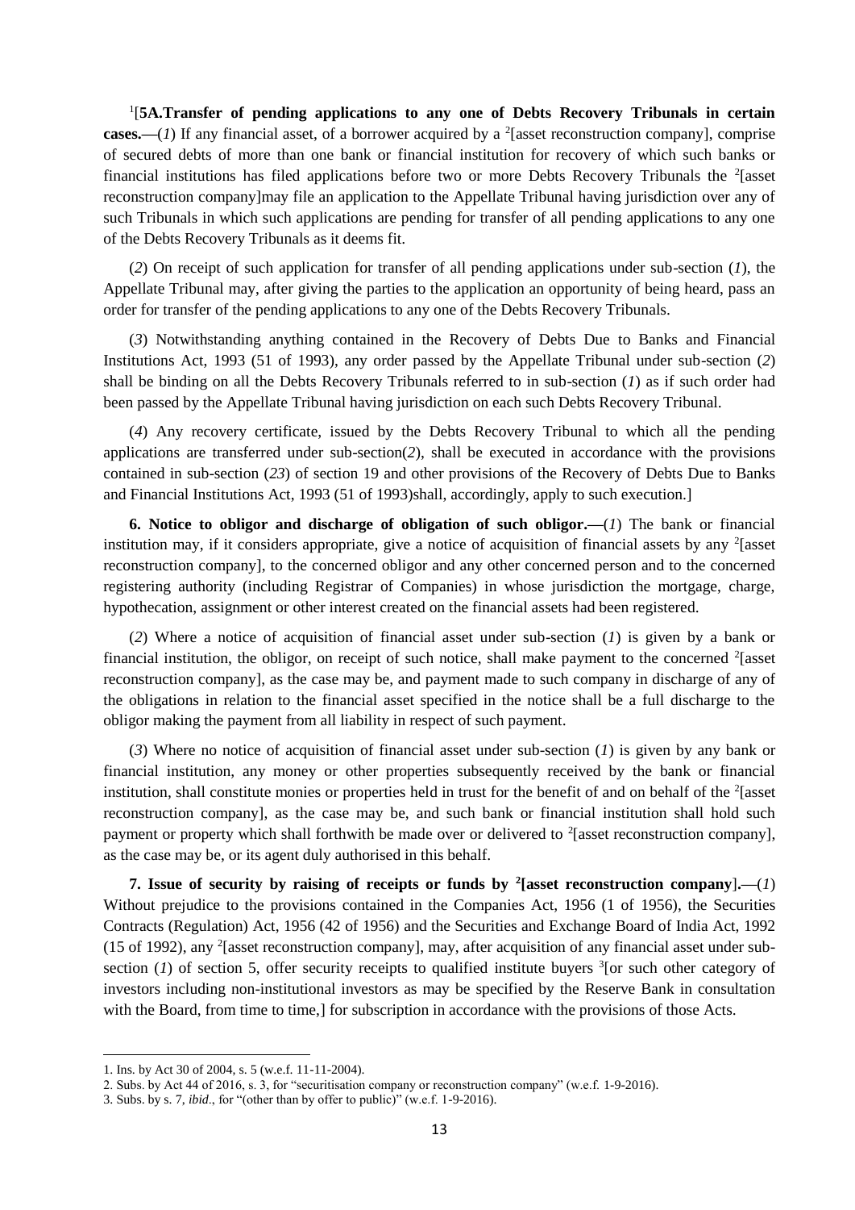[1][**5A.Transfer of pending applications to any one of Debts Recovery Tribunals in certain cases.**—(*1*) If any financial asset, of a borrower acquired by a [2][asset reconstruction company], comprise of secured debts of more than one bank or financial institution for recovery of which such banks or financial institutions has filed applications before two or more Debts Recovery Tribunals the [2][asset reconstruction company]may file an application to the Appellate Tribunal having jurisdiction over any of such Tribunals in which such applications are pending for transfer of all pending applications to any one of the Debts Recovery Tribunals as it deems fit.

(*2*) On receipt of such application for transfer of all pending applications under sub-section (*1*), the Appellate Tribunal may, after giving the parties to the application an opportunity of being heard, pass an order for transfer of the pending applications to any one of the Debts Recovery Tribunals.

(*3*) Notwithstanding anything contained in the Recovery of Debts Due to Banks and Financial Institutions Act, 1993 (51 of 1993), any order passed by the Appellate Tribunal under sub-section (*2*) shall be binding on all the Debts Recovery Tribunals referred to in sub-section (*1*) as if such order had been passed by the Appellate Tribunal having jurisdiction on each such Debts Recovery Tribunal.

(*4*) Any recovery certificate, issued by the Debts Recovery Tribunal to which all the pending applications are transferred under sub-section(*2*), shall be executed in accordance with the provisions contained in sub-section (*23*) of section 19 and other provisions of the Recovery of Debts Due to Banks and Financial Institutions Act, 1993 (51 of 1993)shall, accordingly, apply to such execution.]

**6. Notice to obligor and discharge of obligation of such obligor.**—(*1*) The bank or financial institution may, if it considers appropriate, give a notice of acquisition of financial assets by any [2][asset reconstruction company], to the concerned obligor and any other concerned person and to the concerned registering authority (including Registrar of Companies) in whose jurisdiction the mortgage, charge, hypothecation, assignment or other interest created on the financial assets had been registered.

(*2*) Where a notice of acquisition of financial asset under sub-section (*1*) is given by a bank or financial institution, the obligor, on receipt of such notice, shall make payment to the concerned [2][asset reconstruction company], as the case may be, and payment made to such company in discharge of any of the obligations in relation to the financial asset specified in the notice shall be a full discharge to the obligor making the payment from all liability in respect of such payment.

(*3*) Where no notice of acquisition of financial asset under sub-section (*1*) is given by any bank or financial institution, any money or other properties subsequently received by the bank or financial institution, shall constitute monies or properties held in trust for the benefit of and on behalf of the [2][asset reconstruction company], as the case may be, and such bank or financial institution shall hold such payment or property which shall forthwith be made over or delivered to [2][asset reconstruction company], as the case may be, or its agent duly authorised in this behalf.

**7. Issue of security by raising of receipts or funds by [2][asset reconstruction company].**—(*1*) Without prejudice to the provisions contained in the Companies Act, 1956 (1 of 1956), the Securities Contracts (Regulation) Act, 1956 (42 of 1956) and the Securities and Exchange Board of India Act, 1992 (15 of 1992), any [2][asset reconstruction company], may, after acquisition of any financial asset under sub-section (*1*) of section 5, offer security receipts to qualified institute buyers [3][or such other category of investors including non-institutional investors as may be specified by the Reserve Bank in consultation with the Board, from time to time,] for subscription in accordance with the provisions of those Acts.

---

1. Ins. by Act 30 of 2004, s. 5 (w.e.f. 11-11-2004).
2. Subs. by Act 44 of 2016, s. 3, for "securitisation company or reconstruction company" (w.e.f. 1-9-2016).
3. Subs. by s. 7, *ibid*., for "(other than by offer to public)" (w.e.f. 1-9-2016).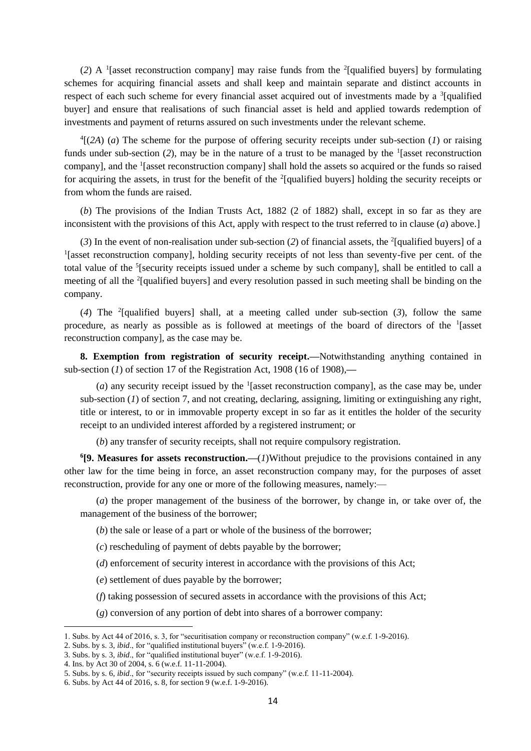(*2*) A [1][asset reconstruction company] may raise funds from the [2][qualified buyers] by formulating schemes for acquiring financial assets and shall keep and maintain separate and distinct accounts in respect of each such scheme for every financial asset acquired out of investments made by a [3][qualified buyer] and ensure that realisations of such financial asset is held and applied towards redemption of investments and payment of returns assured on such investments under the relevant scheme.

[4][(*2A*) (*a*) The scheme for the purpose of offering security receipts under sub-section (*1*) or raising funds under sub-section (*2*), may be in the nature of a trust to be managed by the [1][asset reconstruction company], and the [1][asset reconstruction company] shall hold the assets so acquired or the funds so raised for acquiring the assets, in trust for the benefit of the [2][qualified buyers] holding the security receipts or from whom the funds are raised.

(*b*) The provisions of the Indian Trusts Act, 1882 (2 of 1882) shall, except in so far as they are inconsistent with the provisions of this Act, apply with respect to the trust referred to in clause (*a*) above.]

(*3*) In the event of non-realisation under sub-section (*2*) of financial assets, the [2][qualified buyers] of a [1][asset reconstruction company], holding security receipts of not less than seventy-five per cent. of the total value of the [5][security receipts issued under a scheme by such company], shall be entitled to call a meeting of all the [2][qualified buyers] and every resolution passed in such meeting shall be binding on the company.

(*4*) The [2][qualified buyers] shall, at a meeting called under sub-section (*3*), follow the same procedure, as nearly as possible as is followed at meetings of the board of directors of the [1][asset reconstruction company], as the case may be.

**8. Exemption from registration of security receipt.—**Notwithstanding anything contained in sub-section (*1*) of section 17 of the Registration Act, 1908 (16 of 1908),—

(*a*) any security receipt issued by the [1][asset reconstruction company], as the case may be, under sub-section (*1*) of section 7, and not creating, declaring, assigning, limiting or extinguishing any right, title or interest, to or in immovable property except in so far as it entitles the holder of the security receipt to an undivided interest afforded by a registered instrument; or

(*b*) any transfer of security receipts, shall not require compulsory registration.

[6]**[9. Measures for assets reconstruction.—**(*1*)Without prejudice to the provisions contained in any other law for the time being in force, an asset reconstruction company may, for the purposes of asset reconstruction, provide for any one or more of the following measures, namely:—

(*a*) the proper management of the business of the borrower, by change in, or take over of, the management of the business of the borrower;

(*b*) the sale or lease of a part or whole of the business of the borrower;

(*c*) rescheduling of payment of debts payable by the borrower;

(*d*) enforcement of security interest in accordance with the provisions of this Act;

(*e*) settlement of dues payable by the borrower;

(*f*) taking possession of secured assets in accordance with the provisions of this Act;

(*g*) conversion of any portion of debt into shares of a borrower company:

---

1. Subs. by Act 44 of 2016, s. 3, for "securitisation company or reconstruction company" (w.e.f. 1-9-2016).
2. Subs. by s. 3, *ibid*., for "qualified institutional buyers" (w.e.f. 1-9-2016).
3. Subs. by s. 3, *ibid*., for "qualified institutional buyer" (w.e.f. 1-9-2016).
4. Ins. by Act 30 of 2004, s. 6 (w.e.f. 11-11-2004).
5. Subs. by s. 6, *ibid*., for "security receipts issued by such company" (w.e.f. 11-11-2004).
6. Subs. by Act 44 of 2016, s. 8, for section 9 (w.e.f. 1-9-2016).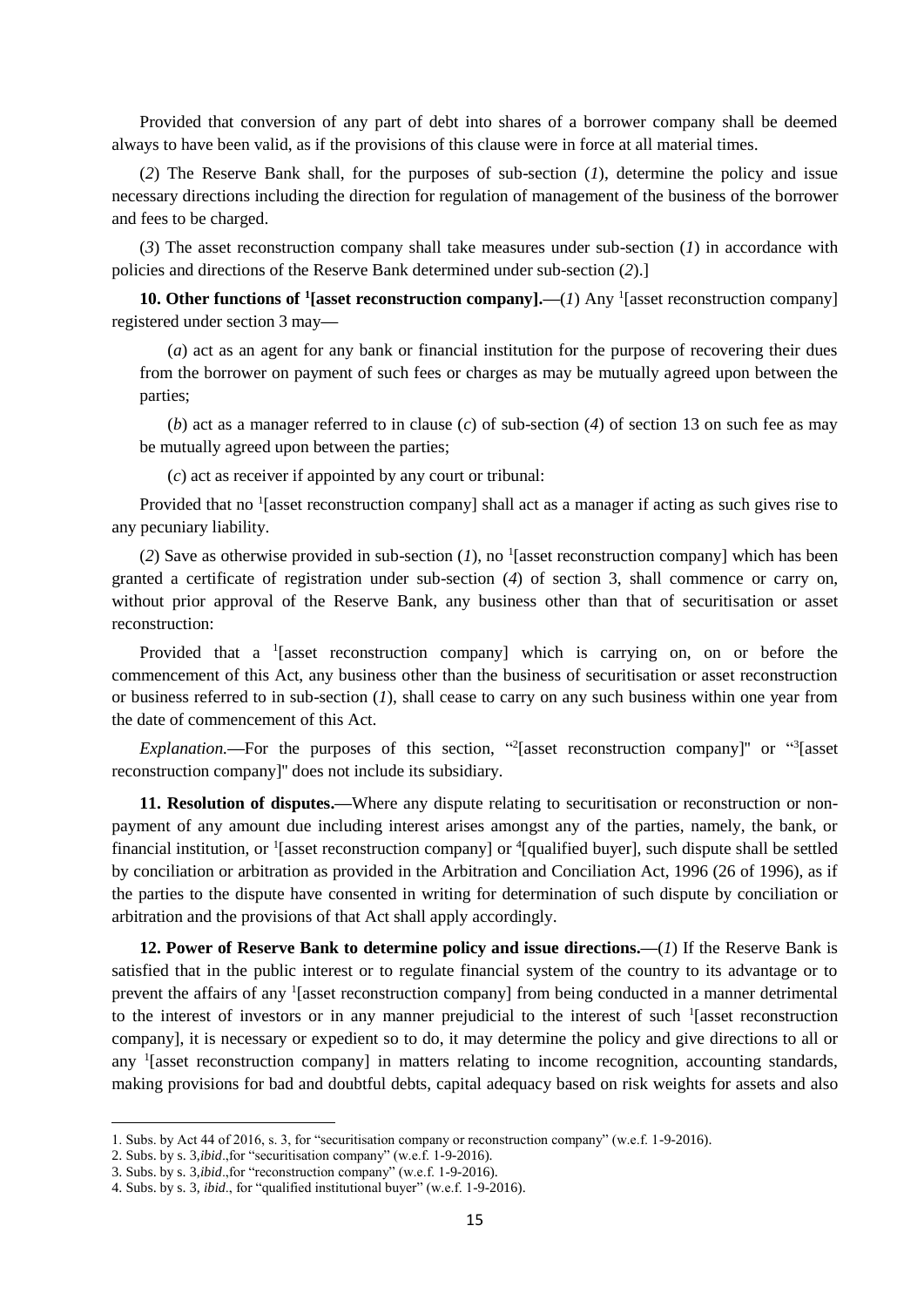Provided that conversion of any part of debt into shares of a borrower company shall be deemed always to have been valid, as if the provisions of this clause were in force at all material times.

(*2*) The Reserve Bank shall, for the purposes of sub-section (*1*), determine the policy and issue necessary directions including the direction for regulation of management of the business of the borrower and fees to be charged.

(*3*) The asset reconstruction company shall take measures under sub-section (*1*) in accordance with policies and directions of the Reserve Bank determined under sub-section (*2*).]

**10. Other functions of [1][asset reconstruction company].—**(*1*) Any [1][asset reconstruction company] registered under section 3 may—

(*a*) act as an agent for any bank or financial institution for the purpose of recovering their dues from the borrower on payment of such fees or charges as may be mutually agreed upon between the parties;

(*b*) act as a manager referred to in clause (*c*) of sub-section (*4*) of section 13 on such fee as may be mutually agreed upon between the parties;

(*c*) act as receiver if appointed by any court or tribunal:

Provided that no [1][asset reconstruction company] shall act as a manager if acting as such gives rise to any pecuniary liability.

(*2*) Save as otherwise provided in sub-section (*1*), no [1][asset reconstruction company] which has been granted a certificate of registration under sub-section (*4*) of section 3, shall commence or carry on, without prior approval of the Reserve Bank, any business other than that of securitisation or asset reconstruction:

Provided that a [1][asset reconstruction company] which is carrying on, on or before the commencement of this Act, any business other than the business of securitisation or asset reconstruction or business referred to in sub-section (*1*), shall cease to carry on any such business within one year from the date of commencement of this Act.

*Explanation.*—For the purposes of this section, "[2][asset reconstruction company]" or "[3][asset reconstruction company]" does not include its subsidiary.

**11. Resolution of disputes.—**Where any dispute relating to securitisation or reconstruction or non-payment of any amount due including interest arises amongst any of the parties, namely, the bank, or financial institution, or [1][asset reconstruction company] or [4][qualified buyer], such dispute shall be settled by conciliation or arbitration as provided in the Arbitration and Conciliation Act, 1996 (26 of 1996), as if the parties to the dispute have consented in writing for determination of such dispute by conciliation or arbitration and the provisions of that Act shall apply accordingly.

**12. Power of Reserve Bank to determine policy and issue directions.—**(*1*) If the Reserve Bank is satisfied that in the public interest or to regulate financial system of the country to its advantage or to prevent the affairs of any [1][asset reconstruction company] from being conducted in a manner detrimental to the interest of investors or in any manner prejudicial to the interest of such [1][asset reconstruction company], it is necessary or expedient so to do, it may determine the policy and give directions to all or any [1][asset reconstruction company] in matters relating to income recognition, accounting standards, making provisions for bad and doubtful debts, capital adequacy based on risk weights for assets and also

---

1. Subs. by Act 44 of 2016, s. 3, for "securitisation company or reconstruction company" (w.e.f. 1-9-2016).
2. Subs. by s. 3, *ibid*., for "securitisation company" (w.e.f. 1-9-2016).
3. Subs. by s. 3, *ibid*., for "reconstruction company" (w.e.f. 1-9-2016).
4. Subs. by s. 3, *ibid*., for "qualified institutional buyer" (w.e.f. 1-9-2016).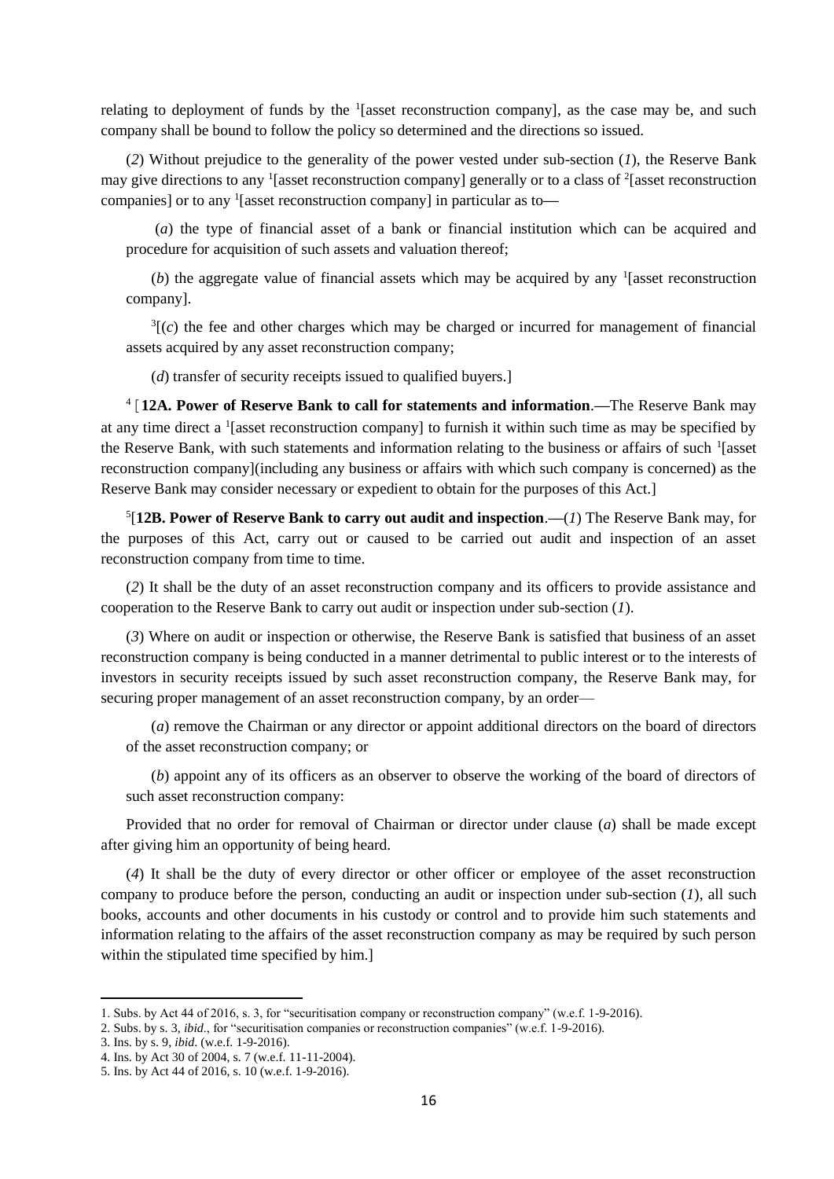relating to deployment of funds by the [1][asset reconstruction company], as the case may be, and such company shall be bound to follow the policy so determined and the directions so issued.

(*2*) Without prejudice to the generality of the power vested under sub-section (*1*), the Reserve Bank may give directions to any [1][asset reconstruction company] generally or to a class of [2][asset reconstruction companies] or to any [1][asset reconstruction company] in particular as to—

(*a*) the type of financial asset of a bank or financial institution which can be acquired and procedure for acquisition of such assets and valuation thereof;

(*b*) the aggregate value of financial assets which may be acquired by any [1][asset reconstruction company].

[3][(*c*) the fee and other charges which may be charged or incurred for management of financial assets acquired by any asset reconstruction company;

(*d*) transfer of security receipts issued to qualified buyers.]

[4][**12A. Power of Reserve Bank to call for statements and information**.—The Reserve Bank may at any time direct a [1][asset reconstruction company] to furnish it within such time as may be specified by the Reserve Bank, with such statements and information relating to the business or affairs of such [1][asset reconstruction company](including any business or affairs with which such company is concerned) as the Reserve Bank may consider necessary or expedient to obtain for the purposes of this Act.]

[5][**12B. Power of Reserve Bank to carry out audit and inspection**.—(*1*) The Reserve Bank may, for the purposes of this Act, carry out or caused to be carried out audit and inspection of an asset reconstruction company from time to time.

(*2*) It shall be the duty of an asset reconstruction company and its officers to provide assistance and cooperation to the Reserve Bank to carry out audit or inspection under sub-section (*1*).

(*3*) Where on audit or inspection or otherwise, the Reserve Bank is satisfied that business of an asset reconstruction company is being conducted in a manner detrimental to public interest or to the interests of investors in security receipts issued by such asset reconstruction company, the Reserve Bank may, for securing proper management of an asset reconstruction company, by an order—

(*a*) remove the Chairman or any director or appoint additional directors on the board of directors of the asset reconstruction company; or

(*b*) appoint any of its officers as an observer to observe the working of the board of directors of such asset reconstruction company:

Provided that no order for removal of Chairman or director under clause (*a*) shall be made except after giving him an opportunity of being heard.

(*4*) It shall be the duty of every director or other officer or employee of the asset reconstruction company to produce before the person, conducting an audit or inspection under sub-section (*1*), all such books, accounts and other documents in his custody or control and to provide him such statements and information relating to the affairs of the asset reconstruction company as may be required by such person within the stipulated time specified by him.]

---

1. Subs. by Act 44 of 2016, s. 3, for "securitisation company or reconstruction company" (w.e.f. 1-9-2016).
2. Subs. by s. 3, *ibid*., for "securitisation companies or reconstruction companies" (w.e.f. 1-9-2016).
3. Ins. by s. 9, *ibid*. (w.e.f. 1-9-2016).
4. Ins. by Act 30 of 2004, s. 7 (w.e.f. 11-11-2004).
5. Ins. by Act 44 of 2016, s. 10 (w.e.f. 1-9-2016).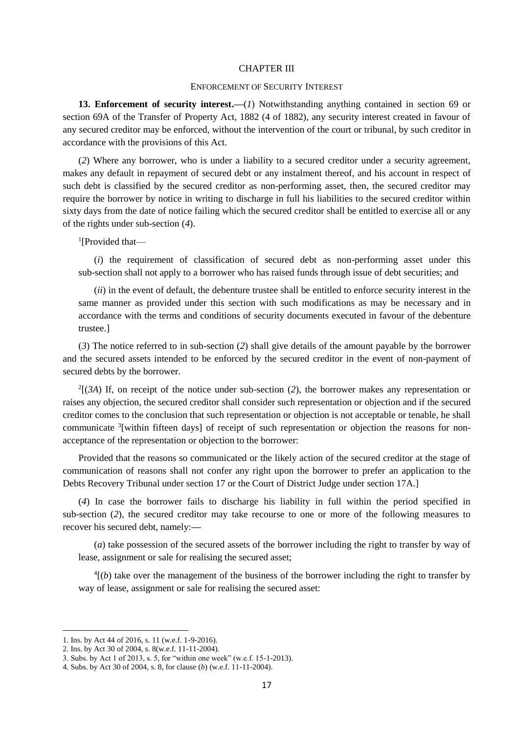# CHAPTER III

## ENFORCEMENT OF SECURITY INTEREST

**13. Enforcement of security interest.**—(*1*) Notwithstanding anything contained in section 69 or section 69A of the Transfer of Property Act, 1882 (4 of 1882), any security interest created in favour of any secured creditor may be enforced, without the intervention of the court or tribunal, by such creditor in accordance with the provisions of this Act.

(*2*) Where any borrower, who is under a liability to a secured creditor under a security agreement, makes any default in repayment of secured debt or any instalment thereof, and his account in respect of such debt is classified by the secured creditor as non-performing asset, then, the secured creditor may require the borrower by notice in writing to discharge in full his liabilities to the secured creditor within sixty days from the date of notice failing which the secured creditor shall be entitled to exercise all or any of the rights under sub-section (*4*).

[1][Provided that—

(*i*) the requirement of classification of secured debt as non-performing asset under this sub-section shall not apply to a borrower who has raised funds through issue of debt securities; and

(*ii*) in the event of default, the debenture trustee shall be entitled to enforce security interest in the same manner as provided under this section with such modifications as may be necessary and in accordance with the terms and conditions of security documents executed in favour of the debenture trustee.]

(*3*) The notice referred to in sub-section (*2*) shall give details of the amount payable by the borrower and the secured assets intended to be enforced by the secured creditor in the event of non-payment of secured debts by the borrower.

[2][(*3A*) If, on receipt of the notice under sub-section (*2*), the borrower makes any representation or raises any objection, the secured creditor shall consider such representation or objection and if the secured creditor comes to the conclusion that such representation or objection is not acceptable or tenable, he shall communicate [3][within fifteen days] of receipt of such representation or objection the reasons for non-acceptance of the representation or objection to the borrower:

Provided that the reasons so communicated or the likely action of the secured creditor at the stage of communication of reasons shall not confer any right upon the borrower to prefer an application to the Debts Recovery Tribunal under section 17 or the Court of District Judge under section 17A.]

(*4*) In case the borrower fails to discharge his liability in full within the period specified in sub-section (*2*), the secured creditor may take recourse to one or more of the following measures to recover his secured debt, namely:—

(*a*) take possession of the secured assets of the borrower including the right to transfer by way of lease, assignment or sale for realising the secured asset;

[4][(*b*) take over the management of the business of the borrower including the right to transfer by way of lease, assignment or sale for realising the secured asset:

---

1. Ins. by Act 44 of 2016, s. 11 (w.e.f. 1-9-2016).
2. Ins. by Act 30 of 2004, s. 8(w.e.f. 11-11-2004).
3. Subs. by Act 1 of 2013, s. 5, for "within one week" (w.e.f. 15-1-2013).
4. Subs. by Act 30 of 2004, s. 8, for clause (*b*) (w.e.f. 11-11-2004).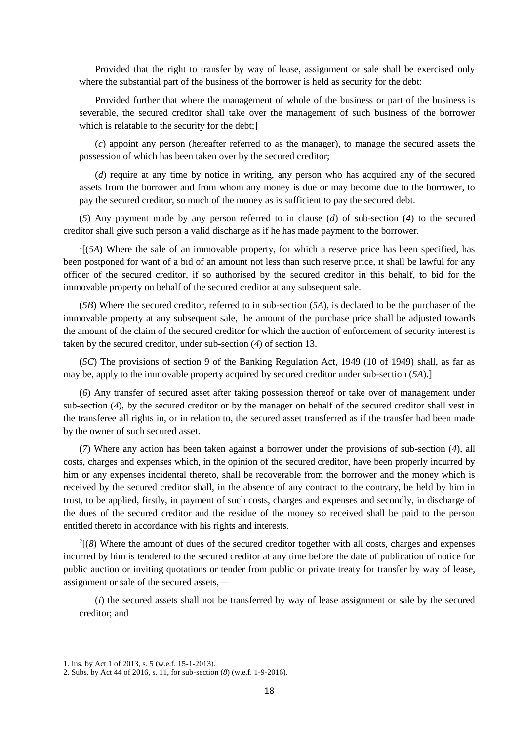Provided that the right to transfer by way of lease, assignment or sale shall be exercised only where the substantial part of the business of the borrower is held as security for the debt:

Provided further that where the management of whole of the business or part of the business is severable, the secured creditor shall take over the management of such business of the borrower which is relatable to the security for the debt;]

(*c*) appoint any person (hereafter referred to as the manager), to manage the secured assets the possession of which has been taken over by the secured creditor;

(*d*) require at any time by notice in writing, any person who has acquired any of the secured assets from the borrower and from whom any money is due or may become due to the borrower, to pay the secured creditor, so much of the money as is sufficient to pay the secured debt.

(*5*) Any payment made by any person referred to in clause (*d*) of sub-section (*4*) to the secured creditor shall give such person a valid discharge as if he has made payment to the borrower.

[1][(*5A*) Where the sale of an immovable property, for which a reserve price has been specified, has been postponed for want of a bid of an amount not less than such reserve price, it shall be lawful for any officer of the secured creditor, if so authorised by the secured creditor in this behalf, to bid for the immovable property on behalf of the secured creditor at any subsequent sale.

(*5B*) Where the secured creditor, referred to in sub-section (*5A*), is declared to be the purchaser of the immovable property at any subsequent sale, the amount of the purchase price shall be adjusted towards the amount of the claim of the secured creditor for which the auction of enforcement of security interest is taken by the secured creditor, under sub-section (*4*) of section 13.

(*5C*) The provisions of section 9 of the Banking Regulation Act, 1949 (10 of 1949) shall, as far as may be, apply to the immovable property acquired by secured creditor under sub-section (*5A*).]

(*6*) Any transfer of secured asset after taking possession thereof or take over of management under sub-section (*4*), by the secured creditor or by the manager on behalf of the secured creditor shall vest in the transferee all rights in, or in relation to, the secured asset transferred as if the transfer had been made by the owner of such secured asset.

(*7*) Where any action has been taken against a borrower under the provisions of sub-section (*4*), all costs, charges and expenses which, in the opinion of the secured creditor, have been properly incurred by him or any expenses incidental thereto, shall be recoverable from the borrower and the money which is received by the secured creditor shall, in the absence of any contract to the contrary, be held by him in trust, to be applied, firstly, in payment of such costs, charges and expenses and secondly, in discharge of the dues of the secured creditor and the residue of the money so received shall be paid to the person entitled thereto in accordance with his rights and interests.

[2][(*8*) Where the amount of dues of the secured creditor together with all costs, charges and expenses incurred by him is tendered to the secured creditor at any time before the date of publication of notice for public auction or inviting quotations or tender from public or private treaty for transfer by way of lease, assignment or sale of the secured assets,—

(*i*) the secured assets shall not be transferred by way of lease assignment or sale by the secured creditor; and

---

1. Ins. by Act 1 of 2013, s. 5 (w.e.f. 15-1-2013).
2. Subs. by Act 44 of 2016, s. 11, for sub-section (*8*) (w.e.f. 1-9-2016).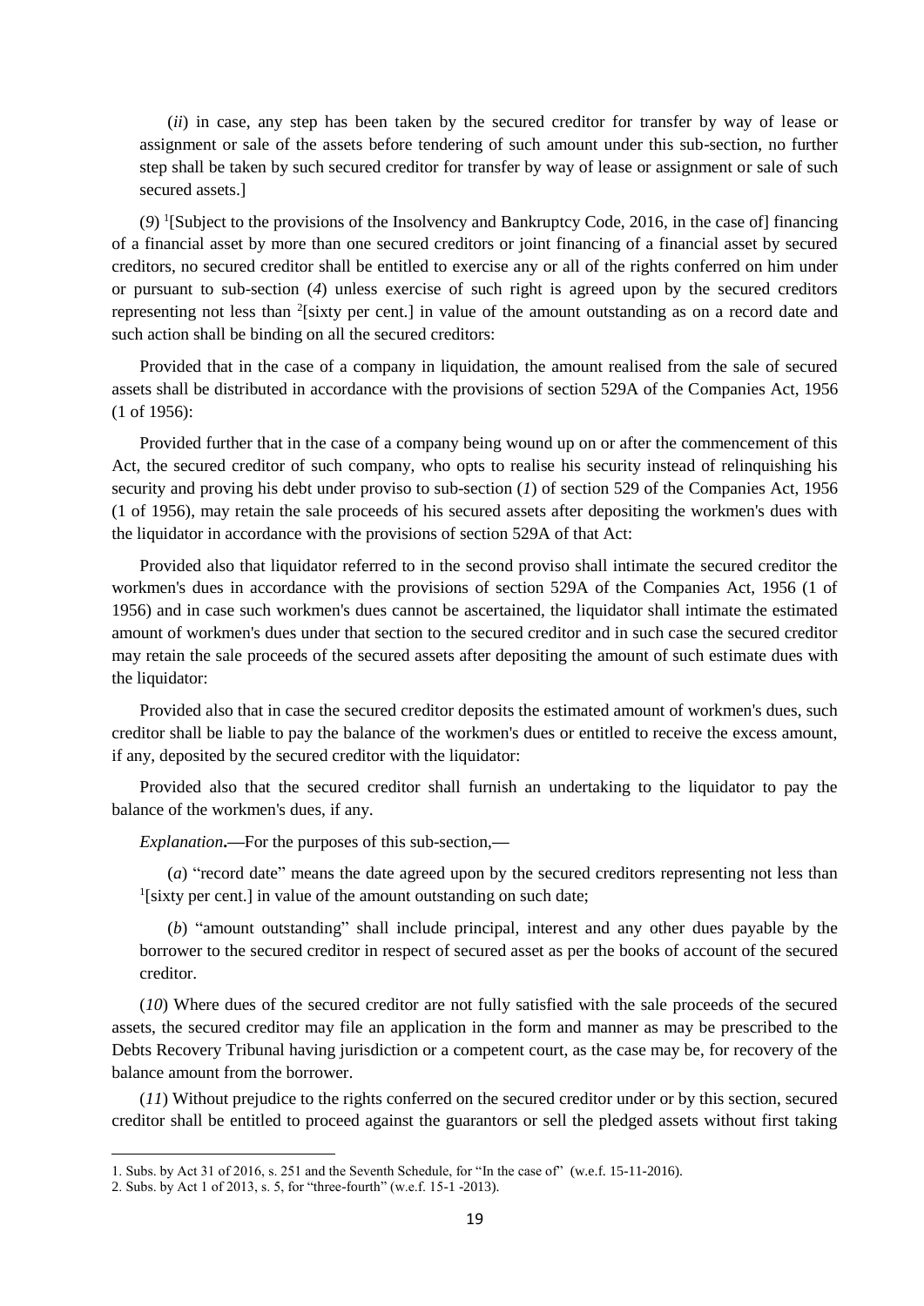(*ii*) in case, any step has been taken by the secured creditor for transfer by way of lease or assignment or sale of the assets before tendering of such amount under this sub-section, no further step shall be taken by such secured creditor for transfer by way of lease or assignment or sale of such secured assets.]

(*9*) [1][Subject to the provisions of the Insolvency and Bankruptcy Code, 2016, in the case of] financing of a financial asset by more than one secured creditors or joint financing of a financial asset by secured creditors, no secured creditor shall be entitled to exercise any or all of the rights conferred on him under or pursuant to sub-section (*4*) unless exercise of such right is agreed upon by the secured creditors representing not less than [2][sixty per cent.] in value of the amount outstanding as on a record date and such action shall be binding on all the secured creditors:

Provided that in the case of a company in liquidation, the amount realised from the sale of secured assets shall be distributed in accordance with the provisions of section 529A of the Companies Act, 1956 (1 of 1956):

Provided further that in the case of a company being wound up on or after the commencement of this Act, the secured creditor of such company, who opts to realise his security instead of relinquishing his security and proving his debt under proviso to sub-section (*1*) of section 529 of the Companies Act, 1956 (1 of 1956), may retain the sale proceeds of his secured assets after depositing the workmen's dues with the liquidator in accordance with the provisions of section 529A of that Act:

Provided also that liquidator referred to in the second proviso shall intimate the secured creditor the workmen's dues in accordance with the provisions of section 529A of the Companies Act, 1956 (1 of 1956) and in case such workmen's dues cannot be ascertained, the liquidator shall intimate the estimated amount of workmen's dues under that section to the secured creditor and in such case the secured creditor may retain the sale proceeds of the secured assets after depositing the amount of such estimate dues with the liquidator:

Provided also that in case the secured creditor deposits the estimated amount of workmen's dues, such creditor shall be liable to pay the balance of the workmen's dues or entitled to receive the excess amount, if any, deposited by the secured creditor with the liquidator:

Provided also that the secured creditor shall furnish an undertaking to the liquidator to pay the balance of the workmen's dues, if any.

*Explanation***.—**For the purposes of this sub-section,**—**

(*a*) "record date" means the date agreed upon by the secured creditors representing not less than [1][sixty per cent.] in value of the amount outstanding on such date;

(*b*) "amount outstanding" shall include principal, interest and any other dues payable by the borrower to the secured creditor in respect of secured asset as per the books of account of the secured creditor.

(*10*) Where dues of the secured creditor are not fully satisfied with the sale proceeds of the secured assets, the secured creditor may file an application in the form and manner as may be prescribed to the Debts Recovery Tribunal having jurisdiction or a competent court, as the case may be, for recovery of the balance amount from the borrower.

(*11*) Without prejudice to the rights conferred on the secured creditor under or by this section, secured creditor shall be entitled to proceed against the guarantors or sell the pledged assets without first taking

---

1. Subs. by Act 31 of 2016, s. 251 and the Seventh Schedule, for "In the case of" (w.e.f. 15-11-2016).
2. Subs. by Act 1 of 2013, s. 5, for "three-fourth" (w.e.f. 15-1 -2013).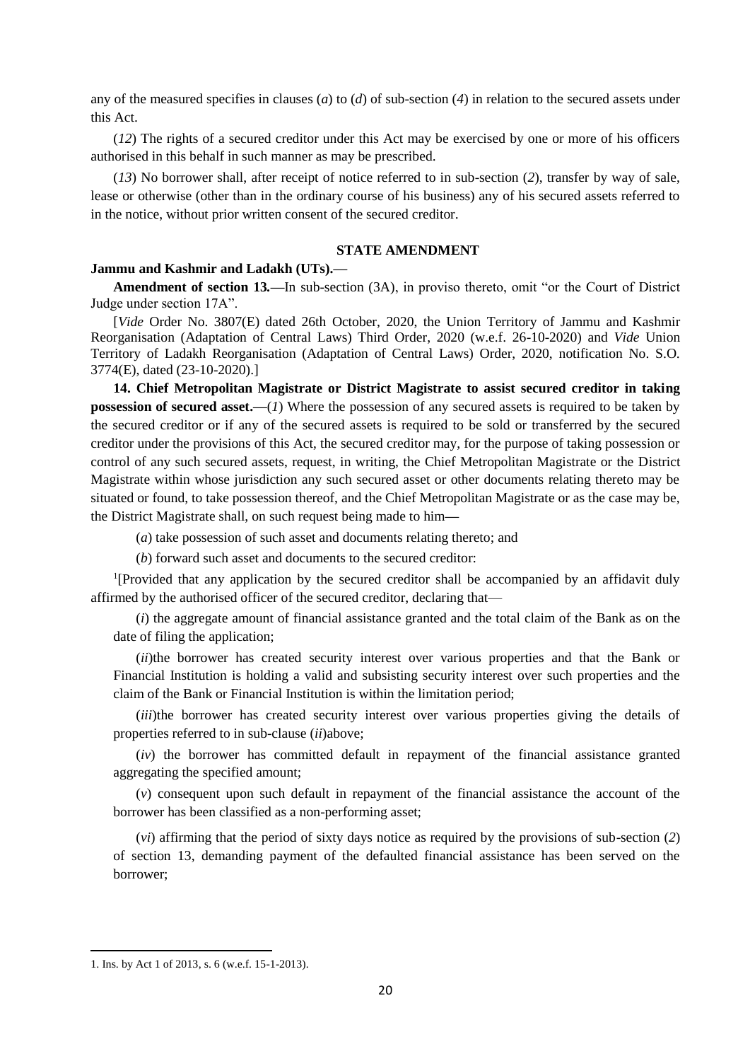any of the measured specifies in clauses (*a*) to (*d*) of sub-section (*4*) in relation to the secured assets under this Act.

(*12*) The rights of a secured creditor under this Act may be exercised by one or more of his officers authorised in this behalf in such manner as may be prescribed.

(*13*) No borrower shall, after receipt of notice referred to in sub-section (*2*), transfer by way of sale, lease or otherwise (other than in the ordinary course of his business) any of his secured assets referred to in the notice, without prior written consent of the secured creditor.

**STATE AMENDMENT**

**Jammu and Kashmir and Ladakh (UTs).—**

**Amendment of section 13.—**In sub-section (3A), in proviso thereto, omit "or the Court of District Judge under section 17A".

[*Vide* Order No. 3807(E) dated 26th October, 2020, the Union Territory of Jammu and Kashmir Reorganisation (Adaptation of Central Laws) Third Order, 2020 (w.e.f. 26-10-2020) and *Vide* Union Territory of Ladakh Reorganisation (Adaptation of Central Laws) Order, 2020, notification No. S.O. 3774(E), dated (23-10-2020).]

**14. Chief Metropolitan Magistrate or District Magistrate to assist secured creditor in taking possession of secured asset.—**(*1*) Where the possession of any secured assets is required to be taken by the secured creditor or if any of the secured assets is required to be sold or transferred by the secured creditor under the provisions of this Act, the secured creditor may, for the purpose of taking possession or control of any such secured assets, request, in writing, the Chief Metropolitan Magistrate or the District Magistrate within whose jurisdiction any such secured asset or other documents relating thereto may be situated or found, to take possession thereof, and the Chief Metropolitan Magistrate or as the case may be, the District Magistrate shall, on such request being made to him—

(*a*) take possession of such asset and documents relating thereto; and

(*b*) forward such asset and documents to the secured creditor:

[1][Provided that any application by the secured creditor shall be accompanied by an affidavit duly affirmed by the authorised officer of the secured creditor, declaring that—

(*i*) the aggregate amount of financial assistance granted and the total claim of the Bank as on the date of filing the application;

(*ii*)the borrower has created security interest over various properties and that the Bank or Financial Institution is holding a valid and subsisting security interest over such properties and the claim of the Bank or Financial Institution is within the limitation period;

(*iii*)the borrower has created security interest over various properties giving the details of properties referred to in sub-clause (*ii*)above;

(*iv*) the borrower has committed default in repayment of the financial assistance granted aggregating the specified amount;

(*v*) consequent upon such default in repayment of the financial assistance the account of the borrower has been classified as a non-performing asset;

(*vi*) affirming that the period of sixty days notice as required by the provisions of sub-section (*2*) of section 13, demanding payment of the defaulted financial assistance has been served on the borrower;

---

1. Ins. by Act 1 of 2013, s. 6 (w.e.f. 15-1-2013).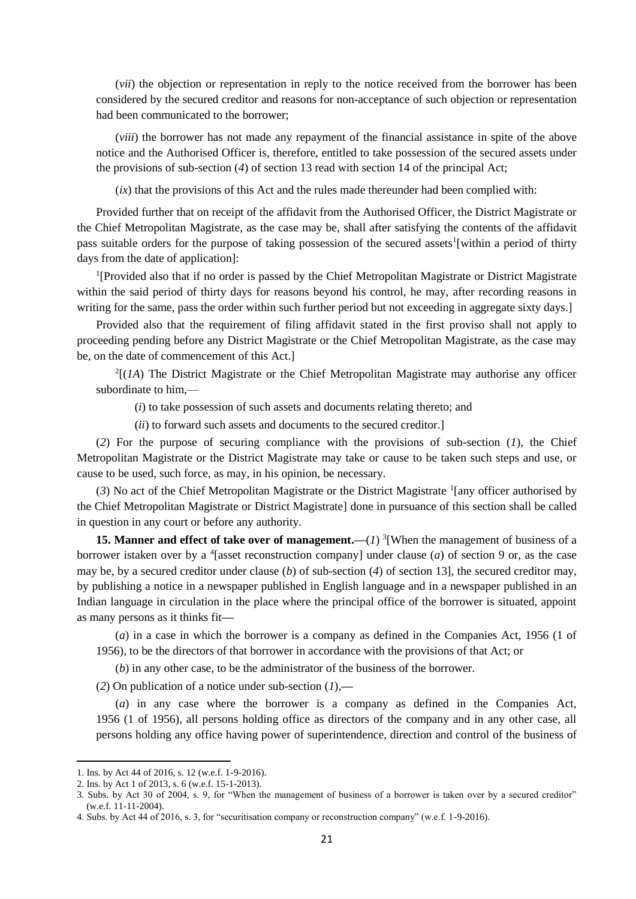(*vii*) the objection or representation in reply to the notice received from the borrower has been considered by the secured creditor and reasons for non-acceptance of such objection or representation had been communicated to the borrower;

(*viii*) the borrower has not made any repayment of the financial assistance in spite of the above notice and the Authorised Officer is, therefore, entitled to take possession of the secured assets under the provisions of sub-section (*4*) of section 13 read with section 14 of the principal Act;

(*ix*) that the provisions of this Act and the rules made thereunder had been complied with:

Provided further that on receipt of the affidavit from the Authorised Officer, the District Magistrate or the Chief Metropolitan Magistrate, as the case may be, shall after satisfying the contents of the affidavit pass suitable orders for the purpose of taking possession of the secured assets[1][within a period of thirty days from the date of application]:

[1][Provided also that if no order is passed by the Chief Metropolitan Magistrate or District Magistrate within the said period of thirty days for reasons beyond his control, he may, after recording reasons in writing for the same, pass the order within such further period but not exceeding in aggregate sixty days.]

Provided also that the requirement of filing affidavit stated in the first proviso shall not apply to proceeding pending before any District Magistrate or the Chief Metropolitan Magistrate, as the case may be, on the date of commencement of this Act.]

[2][(*1A*) The District Magistrate or the Chief Metropolitan Magistrate may authorise any officer subordinate to him,—

(*i*) to take possession of such assets and documents relating thereto; and

(*ii*) to forward such assets and documents to the secured creditor.]

(*2*) For the purpose of securing compliance with the provisions of sub-section (*1*), the Chief Metropolitan Magistrate or the District Magistrate may take or cause to be taken such steps and use, or cause to be used, such force, as may, in his opinion, be necessary.

(*3*) No act of the Chief Metropolitan Magistrate or the District Magistrate [1][any officer authorised by the Chief Metropolitan Magistrate or District Magistrate] done in pursuance of this section shall be called in question in any court or before any authority.

**15. Manner and effect of take over of management.**—(*1*) [3][When the management of business of a borrower istaken over by a [4][asset reconstruction company] under clause (*a*) of section 9 or, as the case may be, by a secured creditor under clause (*b*) of sub-section (*4*) of section 13], the secured creditor may, by publishing a notice in a newspaper published in English language and in a newspaper published in an Indian language in circulation in the place where the principal office of the borrower is situated, appoint as many persons as it thinks fit—

(*a*) in a case in which the borrower is a company as defined in the Companies Act, 1956 (1 of 1956), to be the directors of that borrower in accordance with the provisions of that Act; or

(*b*) in any other case, to be the administrator of the business of the borrower.

(*2*) On publication of a notice under sub-section (*1*),—

(*a*) in any case where the borrower is a company as defined in the Companies Act, 1956 (1 of 1956), all persons holding office as directors of the company and in any other case, all persons holding any office having power of superintendence, direction and control of the business of

---

1. Ins. by Act 44 of 2016, s. 12 (w.e.f. 1-9-2016).
2. Ins. by Act 1 of 2013, s. 6 (w.e.f. 15-1-2013).
3. Subs. by Act 30 of 2004, s. 9, for "When the management of business of a borrower is taken over by a secured creditor" (w.e.f. 11-11-2004).
4. Subs. by Act 44 of 2016, s. 3, for "securitisation company or reconstruction company" (w.e.f. 1-9-2016).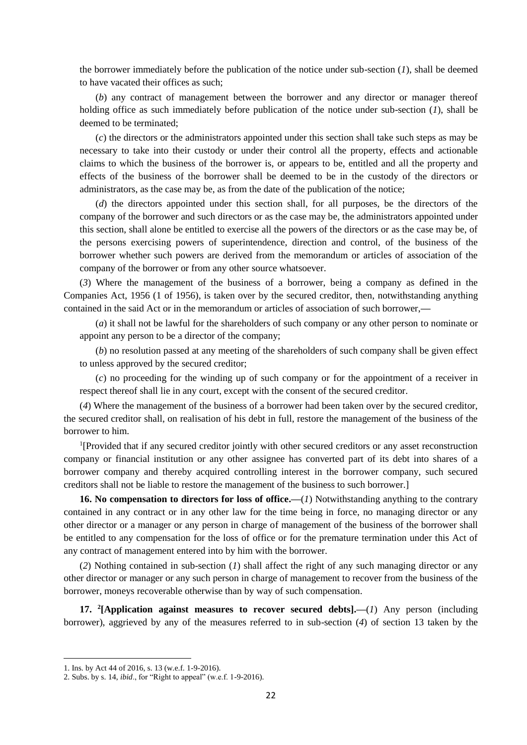the borrower immediately before the publication of the notice under sub-section (*1*), shall be deemed to have vacated their offices as such;

(*b*) any contract of management between the borrower and any director or manager thereof holding office as such immediately before publication of the notice under sub-section (*1*), shall be deemed to be terminated;

(*c*) the directors or the administrators appointed under this section shall take such steps as may be necessary to take into their custody or under their control all the property, effects and actionable claims to which the business of the borrower is, or appears to be, entitled and all the property and effects of the business of the borrower shall be deemed to be in the custody of the directors or administrators, as the case may be, as from the date of the publication of the notice;

(*d*) the directors appointed under this section shall, for all purposes, be the directors of the company of the borrower and such directors or as the case may be, the administrators appointed under this section, shall alone be entitled to exercise all the powers of the directors or as the case may be, of the persons exercising powers of superintendence, direction and control, of the business of the borrower whether such powers are derived from the memorandum or articles of association of the company of the borrower or from any other source whatsoever.

(*3*) Where the management of the business of a borrower, being a company as defined in the Companies Act, 1956 (1 of 1956), is taken over by the secured creditor, then, notwithstanding anything contained in the said Act or in the memorandum or articles of association of such borrower,—

(*a*) it shall not be lawful for the shareholders of such company or any other person to nominate or appoint any person to be a director of the company;

(*b*) no resolution passed at any meeting of the shareholders of such company shall be given effect to unless approved by the secured creditor;

(*c*) no proceeding for the winding up of such company or for the appointment of a receiver in respect thereof shall lie in any court, except with the consent of the secured creditor.

(*4*) Where the management of the business of a borrower had been taken over by the secured creditor, the secured creditor shall, on realisation of his debt in full, restore the management of the business of the borrower to him.

[1][Provided that if any secured creditor jointly with other secured creditors or any asset reconstruction company or financial institution or any other assignee has converted part of its debt into shares of a borrower company and thereby acquired controlling interest in the borrower company, such secured creditors shall not be liable to restore the management of the business to such borrower.]

**16. No compensation to directors for loss of office.**—(*1*) Notwithstanding anything to the contrary contained in any contract or in any other law for the time being in force, no managing director or any other director or a manager or any person in charge of management of the business of the borrower shall be entitled to any compensation for the loss of office or for the premature termination under this Act of any contract of management entered into by him with the borrower.

(*2*) Nothing contained in sub-section (*1*) shall affect the right of any such managing director or any other director or manager or any such person in charge of management to recover from the business of the borrower, moneys recoverable otherwise than by way of such compensation.

**17. [2][Application against measures to recover secured debts].**—(*1*) Any person (including borrower), aggrieved by any of the measures referred to in sub-section (*4*) of section 13 taken by the

---

1. Ins. by Act 44 of 2016, s. 13 (w.e.f. 1-9-2016).
2. Subs. by s. 14, *ibid*., for "Right to appeal" (w.e.f. 1-9-2016).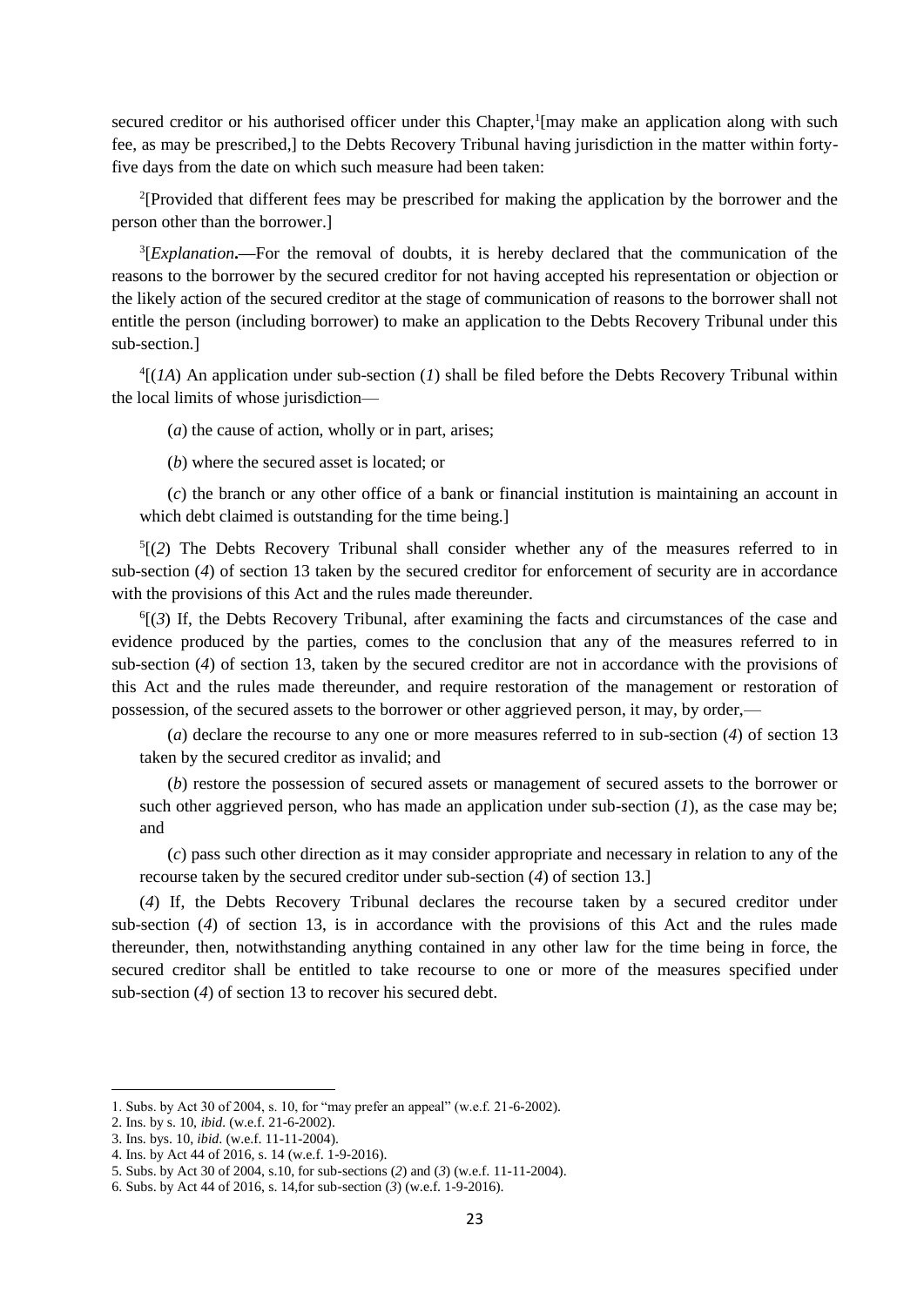secured creditor or his authorised officer under this Chapter,[1][may make an application along with such fee, as may be prescribed,] to the Debts Recovery Tribunal having jurisdiction in the matter within forty-five days from the date on which such measure had been taken:

[2][Provided that different fees may be prescribed for making the application by the borrower and the person other than the borrower.]

[3][*Explanation*.**—**For the removal of doubts, it is hereby declared that the communication of the reasons to the borrower by the secured creditor for not having accepted his representation or objection or the likely action of the secured creditor at the stage of communication of reasons to the borrower shall not entitle the person (including borrower) to make an application to the Debts Recovery Tribunal under this sub-section.]

[4][(*1A*) An application under sub-section (*1*) shall be filed before the Debts Recovery Tribunal within the local limits of whose jurisdiction—

(*a*) the cause of action, wholly or in part, arises;

(*b*) where the secured asset is located; or

(*c*) the branch or any other office of a bank or financial institution is maintaining an account in which debt claimed is outstanding for the time being.]

[5][(*2*) The Debts Recovery Tribunal shall consider whether any of the measures referred to in sub-section (*4*) of section 13 taken by the secured creditor for enforcement of security are in accordance with the provisions of this Act and the rules made thereunder.

[6][(*3*) If, the Debts Recovery Tribunal, after examining the facts and circumstances of the case and evidence produced by the parties, comes to the conclusion that any of the measures referred to in sub-section (*4*) of section 13, taken by the secured creditor are not in accordance with the provisions of this Act and the rules made thereunder, and require restoration of the management or restoration of possession, of the secured assets to the borrower or other aggrieved person, it may, by order,—

(*a*) declare the recourse to any one or more measures referred to in sub-section (*4*) of section 13 taken by the secured creditor as invalid; and

(*b*) restore the possession of secured assets or management of secured assets to the borrower or such other aggrieved person, who has made an application under sub-section (*1*), as the case may be; and

(*c*) pass such other direction as it may consider appropriate and necessary in relation to any of the recourse taken by the secured creditor under sub-section (*4*) of section 13.]

(*4*) If, the Debts Recovery Tribunal declares the recourse taken by a secured creditor under sub-section (*4*) of section 13, is in accordance with the provisions of this Act and the rules made thereunder, then, notwithstanding anything contained in any other law for the time being in force, the secured creditor shall be entitled to take recourse to one or more of the measures specified under sub-section (*4*) of section 13 to recover his secured debt.

---

1. Subs. by Act 30 of 2004, s. 10, for "may prefer an appeal" (w.e.f. 21-6-2002).
2. Ins. by s. 10, *ibid.* (w.e.f. 21-6-2002).
3. Ins. bys. 10, *ibid.* (w.e.f. 11-11-2004).
4. Ins. by Act 44 of 2016, s. 14 (w.e.f. 1-9-2016).
5. Subs. by Act 30 of 2004, s.10, for sub-sections (*2*) and (*3*) (w.e.f. 11-11-2004).
6. Subs. by Act 44 of 2016, s. 14,for sub-section (*3*) (w.e.f. 1-9-2016).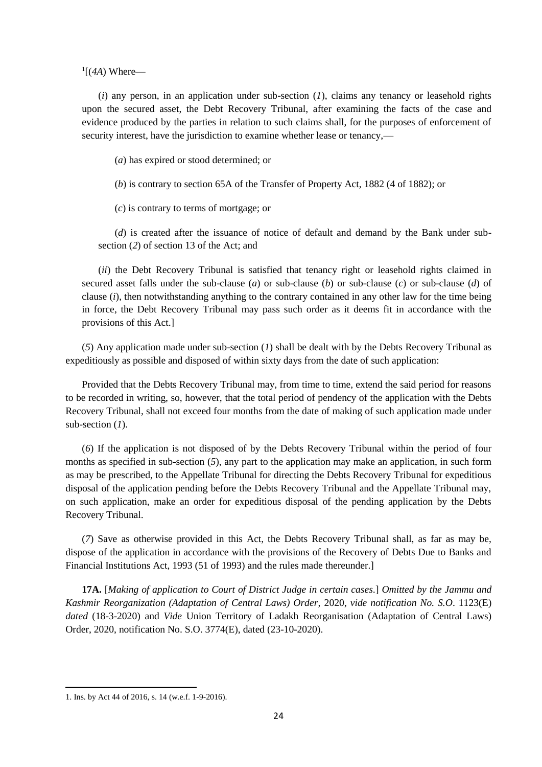[1][(*4A*) Where—

(*i*) any person, in an application under sub-section (*1*), claims any tenancy or leasehold rights upon the secured asset, the Debt Recovery Tribunal, after examining the facts of the case and evidence produced by the parties in relation to such claims shall, for the purposes of enforcement of security interest, have the jurisdiction to examine whether lease or tenancy,—

(*a*) has expired or stood determined; or

(*b*) is contrary to section 65A of the Transfer of Property Act, 1882 (4 of 1882); or

(*c*) is contrary to terms of mortgage; or

(*d*) is created after the issuance of notice of default and demand by the Bank under sub-section (*2*) of section 13 of the Act; and

(*ii*) the Debt Recovery Tribunal is satisfied that tenancy right or leasehold rights claimed in secured asset falls under the sub-clause (*a*) or sub-clause (*b*) or sub-clause (*c*) or sub-clause (*d*) of clause (*i*), then notwithstanding anything to the contrary contained in any other law for the time being in force, the Debt Recovery Tribunal may pass such order as it deems fit in accordance with the provisions of this Act.]

(*5*) Any application made under sub-section (*1*) shall be dealt with by the Debts Recovery Tribunal as expeditiously as possible and disposed of within sixty days from the date of such application:

Provided that the Debts Recovery Tribunal may, from time to time, extend the said period for reasons to be recorded in writing, so, however, that the total period of pendency of the application with the Debts Recovery Tribunal, shall not exceed four months from the date of making of such application made under sub-section (*1*).

(*6*) If the application is not disposed of by the Debts Recovery Tribunal within the period of four months as specified in sub-section (*5*), any part to the application may make an application, in such form as may be prescribed, to the Appellate Tribunal for directing the Debts Recovery Tribunal for expeditious disposal of the application pending before the Debts Recovery Tribunal and the Appellate Tribunal may, on such application, make an order for expeditious disposal of the pending application by the Debts Recovery Tribunal.

(*7*) Save as otherwise provided in this Act, the Debts Recovery Tribunal shall, as far as may be, dispose of the application in accordance with the provisions of the Recovery of Debts Due to Banks and Financial Institutions Act, 1993 (51 of 1993) and the rules made thereunder.]

**17A.** [*Making of application to Court of District Judge in certain cases.*] *Omitted by the Jammu and Kashmir Reorganization (Adaptation of Central Laws) Order,* 2020, *vide notification No. S.O*. 1123(E) *dated* (18-3-2020) and *Vide* Union Territory of Ladakh Reorganisation (Adaptation of Central Laws) Order, 2020, notification No. S.O. 3774(E), dated (23-10-2020).

---

1. Ins. by Act 44 of 2016, s. 14 (w.e.f. 1-9-2016).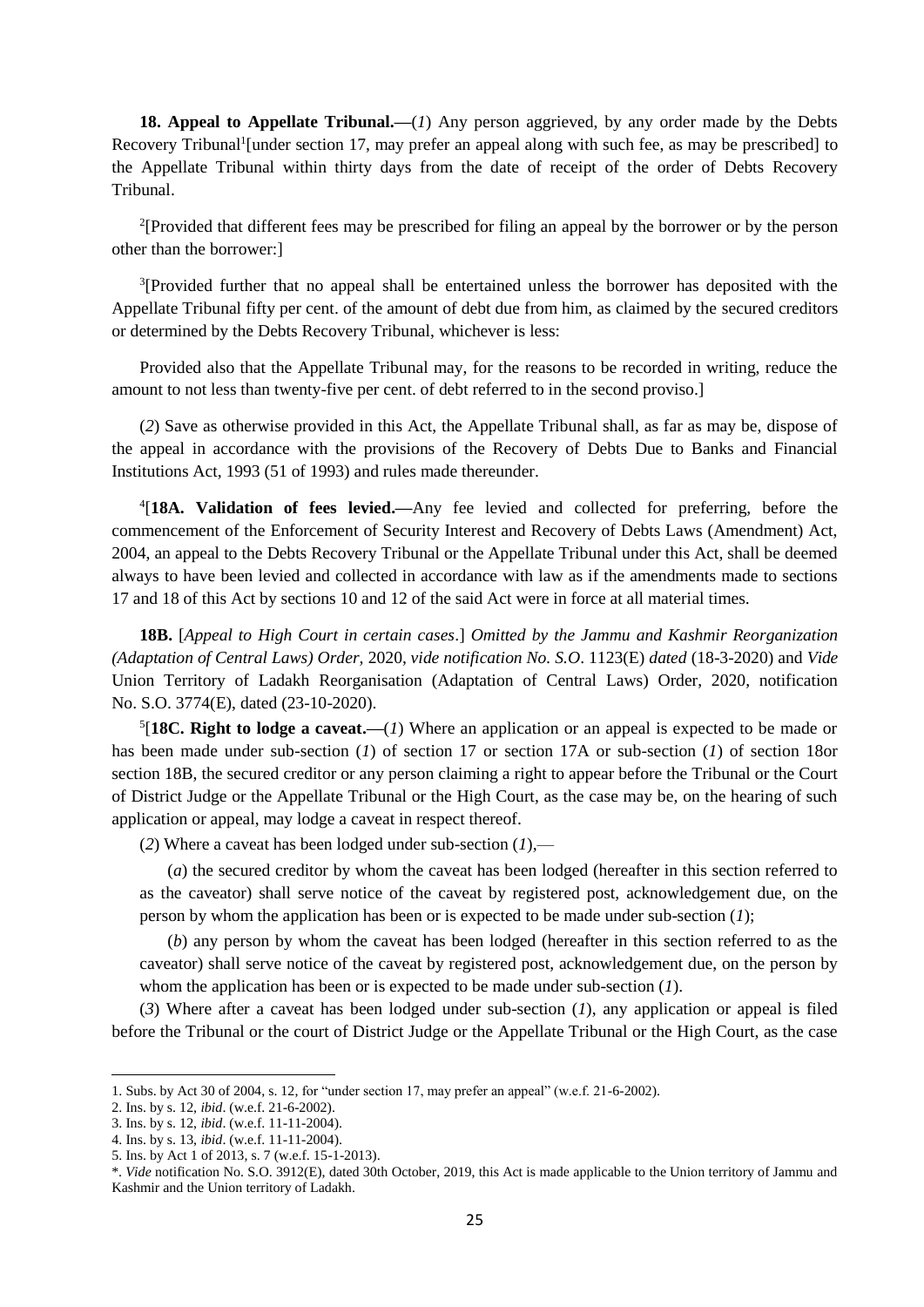**18. Appeal to Appellate Tribunal.—**(*1*) Any person aggrieved, by any order made by the Debts Recovery Tribunal[1][under section 17, may prefer an appeal along with such fee, as may be prescribed] to the Appellate Tribunal within thirty days from the date of receipt of the order of Debts Recovery Tribunal.

[2][Provided that different fees may be prescribed for filing an appeal by the borrower or by the person other than the borrower:]

[3][Provided further that no appeal shall be entertained unless the borrower has deposited with the Appellate Tribunal fifty per cent. of the amount of debt due from him, as claimed by the secured creditors or determined by the Debts Recovery Tribunal, whichever is less:

Provided also that the Appellate Tribunal may, for the reasons to be recorded in writing, reduce the amount to not less than twenty-five per cent. of debt referred to in the second proviso.]

(*2*) Save as otherwise provided in this Act, the Appellate Tribunal shall, as far as may be, dispose of the appeal in accordance with the provisions of the Recovery of Debts Due to Banks and Financial Institutions Act, 1993 (51 of 1993) and rules made thereunder.

[4][**18A. Validation of fees levied.—**Any fee levied and collected for preferring, before the commencement of the Enforcement of Security Interest and Recovery of Debts Laws (Amendment) Act, 2004, an appeal to the Debts Recovery Tribunal or the Appellate Tribunal under this Act, shall be deemed always to have been levied and collected in accordance with law as if the amendments made to sections 17 and 18 of this Act by sections 10 and 12 of the said Act were in force at all material times.

**18B.** [*Appeal to High Court in certain cases*.] *Omitted by the Jammu and Kashmir Reorganization (Adaptation of Central Laws) Order,* 2020, *vide notification No. S.O*. 1123(E) *dated* (18-3-2020) and *Vide* Union Territory of Ladakh Reorganisation (Adaptation of Central Laws) Order, 2020, notification No. S.O. 3774(E), dated (23-10-2020).

[5][**18C. Right to lodge a caveat.—**(*1*) Where an application or an appeal is expected to be made or has been made under sub-section (*1*) of section 17 or section 17A or sub-section (*1*) of section 18or section 18B, the secured creditor or any person claiming a right to appear before the Tribunal or the Court of District Judge or the Appellate Tribunal or the High Court, as the case may be, on the hearing of such application or appeal, may lodge a caveat in respect thereof.

(*2*) Where a caveat has been lodged under sub-section (*1*),—

(*a*) the secured creditor by whom the caveat has been lodged (hereafter in this section referred to as the caveator) shall serve notice of the caveat by registered post, acknowledgement due, on the person by whom the application has been or is expected to be made under sub-section (*1*);

(*b*) any person by whom the caveat has been lodged (hereafter in this section referred to as the caveator) shall serve notice of the caveat by registered post, acknowledgement due, on the person by whom the application has been or is expected to be made under sub-section (*1*).

(*3*) Where after a caveat has been lodged under sub-section (*1*), any application or appeal is filed before the Tribunal or the court of District Judge or the Appellate Tribunal or the High Court, as the case

---

1. Subs. by Act 30 of 2004, s. 12, for "under section 17, may prefer an appeal" (w.e.f. 21-6-2002).
2. Ins. by s. 12, *ibid*. (w.e.f. 21-6-2002).
3. Ins. by s. 12, *ibid*. (w.e.f. 11-11-2004).
4. Ins. by s. 13, *ibid*. (w.e.f. 11-11-2004).
5. Ins. by Act 1 of 2013, s. 7 (w.e.f. 15-1-2013).

\*. *Vide* notification No. S.O. 3912(E), dated 30th October, 2019, this Act is made applicable to the Union territory of Jammu and Kashmir and the Union territory of Ladakh.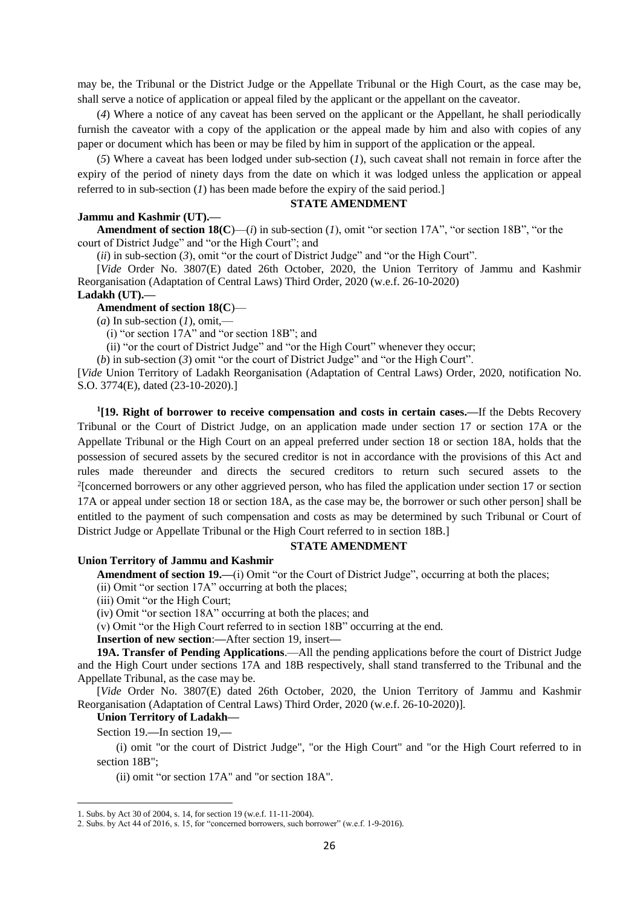may be, the Tribunal or the District Judge or the Appellate Tribunal or the High Court, as the case may be, shall serve a notice of application or appeal filed by the applicant or the appellant on the caveator.

(*4*) Where a notice of any caveat has been served on the applicant or the Appellant, he shall periodically furnish the caveator with a copy of the application or the appeal made by him and also with copies of any paper or document which has been or may be filed by him in support of the application or the appeal.

(*5*) Where a caveat has been lodged under sub-section (*1*), such caveat shall not remain in force after the expiry of the period of ninety days from the date on which it was lodged unless the application or appeal referred to in sub-section (*1*) has been made before the expiry of the said period.]

**STATE AMENDMENT**

**Jammu and Kashmir (UT).—**

**Amendment of section 18(C)**—(*i*) in sub-section (*1*), omit "or section 17A", "or section 18B", "or the court of District Judge" and "or the High Court"; and

(*ii*) in sub-section (*3*), omit "or the court of District Judge" and "or the High Court".

[*Vide* Order No. 3807(E) dated 26th October, 2020, the Union Territory of Jammu and Kashmir Reorganisation (Adaptation of Central Laws) Third Order, 2020 (w.e.f. 26-10-2020)

**Ladakh (UT).—**

**Amendment of section 18(C)**—

(*a*) In sub-section (*1*), omit,—

(i) "or section 17A" and "or section 18B"; and

(ii) "or the court of District Judge" and "or the High Court" whenever they occur;

(*b*) in sub-section (*3*) omit "or the court of District Judge" and "or the High Court".

[*Vide* Union Territory of Ladakh Reorganisation (Adaptation of Central Laws) Order, 2020, notification No. S.O. 3774(E), dated (23-10-2020).]

[1][**19. Right of borrower to receive compensation and costs in certain cases.—**If the Debts Recovery Tribunal or the Court of District Judge, on an application made under section 17 or section 17A or the Appellate Tribunal or the High Court on an appeal preferred under section 18 or section 18A, holds that the possession of secured assets by the secured creditor is not in accordance with the provisions of this Act and rules made thereunder and directs the secured creditors to return such secured assets to the [2][concerned borrowers or any other aggrieved person, who has filed the application under section 17 or section 17A or appeal under section 18 or section 18A, as the case may be, the borrower or such other person] shall be entitled to the payment of such compensation and costs as may be determined by such Tribunal or Court of District Judge or Appellate Tribunal or the High Court referred to in section 18B.]

**STATE AMENDMENT**

**Union Territory of Jammu and Kashmir**

**Amendment of section 19.—**(i) Omit "or the Court of District Judge", occurring at both the places;

(ii) Omit "or section 17A" occurring at both the places;

(iii) Omit "or the High Court;

(iv) Omit "or section 18A" occurring at both the places; and

(v) Omit "or the High Court referred to in section 18B" occurring at the end.

**Insertion of new section**:—After section 19, insert—

**19A. Transfer of Pending Applications**.—All the pending applications before the court of District Judge and the High Court under sections 17A and 18B respectively, shall stand transferred to the Tribunal and the Appellate Tribunal, as the case may be.

[*Vide* Order No. 3807(E) dated 26th October, 2020, the Union Territory of Jammu and Kashmir Reorganisation (Adaptation of Central Laws) Third Order, 2020 (w.e.f. 26-10-2020)].

**Union Territory of Ladakh—**

Section 19.—In section 19,—

(i) omit "or the court of District Judge", "or the High Court" and "or the High Court referred to in section 18B";

(ii) omit "or section 17A" and "or section 18A".

---

1. Subs. by Act 30 of 2004, s. 14, for section 19 (w.e.f. 11-11-2004).
2. Subs. by Act 44 of 2016, s. 15, for "concerned borrowers, such borrower" (w.e.f. 1-9-2016).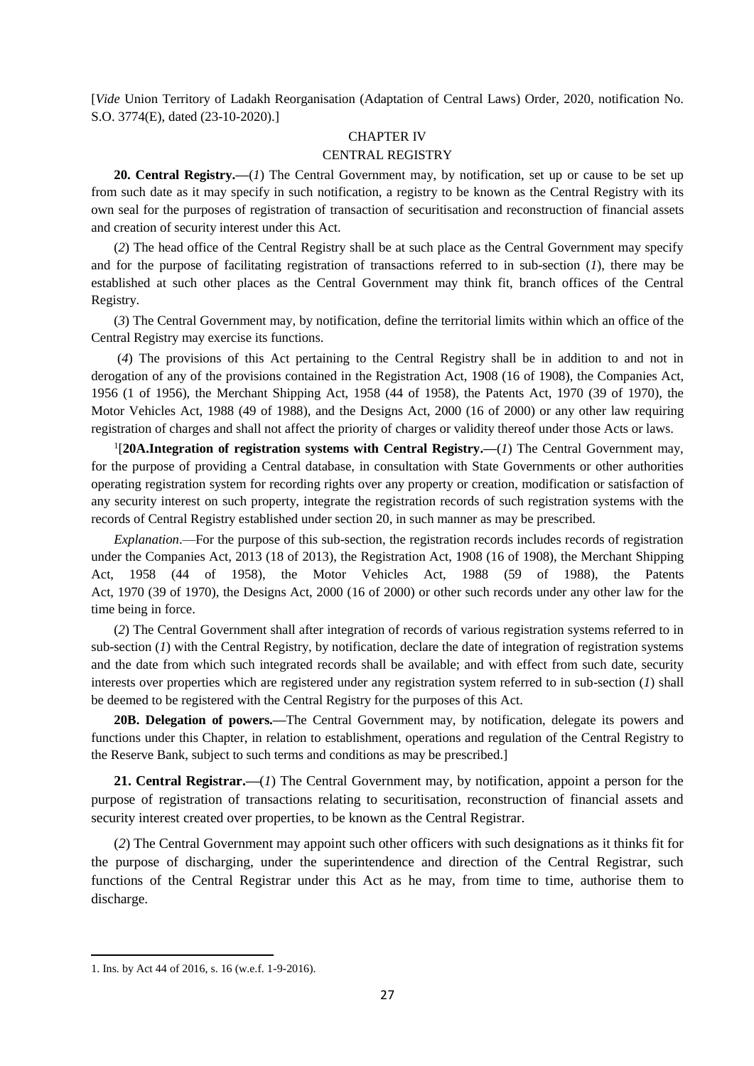[*Vide* Union Territory of Ladakh Reorganisation (Adaptation of Central Laws) Order, 2020, notification No. S.O. 3774(E), dated (23-10-2020).]

## CHAPTER IV

## CENTRAL REGISTRY

**20. Central Registry.—**(*1*) The Central Government may, by notification, set up or cause to be set up from such date as it may specify in such notification, a registry to be known as the Central Registry with its own seal for the purposes of registration of transaction of securitisation and reconstruction of financial assets and creation of security interest under this Act.

(*2*) The head office of the Central Registry shall be at such place as the Central Government may specify and for the purpose of facilitating registration of transactions referred to in sub-section (*1*), there may be established at such other places as the Central Government may think fit, branch offices of the Central Registry.

(*3*) The Central Government may, by notification, define the territorial limits within which an office of the Central Registry may exercise its functions.

(*4*) The provisions of this Act pertaining to the Central Registry shall be in addition to and not in derogation of any of the provisions contained in the Registration Act, 1908 (16 of 1908), the Companies Act, 1956 (1 of 1956), the Merchant Shipping Act, 1958 (44 of 1958), the Patents Act, 1970 (39 of 1970), the Motor Vehicles Act, 1988 (49 of 1988), and the Designs Act, 2000 (16 of 2000) or any other law requiring registration of charges and shall not affect the priority of charges or validity thereof under those Acts or laws.

[1][**20A.Integration of registration systems with Central Registry.—**(*1*) The Central Government may, for the purpose of providing a Central database, in consultation with State Governments or other authorities operating registration system for recording rights over any property or creation, modification or satisfaction of any security interest on such property, integrate the registration records of such registration systems with the records of Central Registry established under section 20, in such manner as may be prescribed.

*Explanation*.—For the purpose of this sub-section, the registration records includes records of registration under the Companies Act, 2013 (18 of 2013), the Registration Act, 1908 (16 of 1908), the Merchant Shipping Act, 1958 (44 of 1958), the Motor Vehicles Act, 1988 (59 of 1988), the Patents Act, 1970 (39 of 1970), the Designs Act, 2000 (16 of 2000) or other such records under any other law for the time being in force.

(*2*) The Central Government shall after integration of records of various registration systems referred to in sub-section (*1*) with the Central Registry, by notification, declare the date of integration of registration systems and the date from which such integrated records shall be available; and with effect from such date, security interests over properties which are registered under any registration system referred to in sub-section (*1*) shall be deemed to be registered with the Central Registry for the purposes of this Act.

**20B. Delegation of powers.—**The Central Government may, by notification, delegate its powers and functions under this Chapter, in relation to establishment, operations and regulation of the Central Registry to the Reserve Bank, subject to such terms and conditions as may be prescribed.]

**21. Central Registrar.—**(*1*) The Central Government may, by notification, appoint a person for the purpose of registration of transactions relating to securitisation, reconstruction of financial assets and security interest created over properties, to be known as the Central Registrar.

(*2*) The Central Government may appoint such other officers with such designations as it thinks fit for the purpose of discharging, under the superintendence and direction of the Central Registrar, such functions of the Central Registrar under this Act as he may, from time to time, authorise them to discharge.

---

1. Ins. by Act 44 of 2016, s. 16 (w.e.f. 1-9-2016).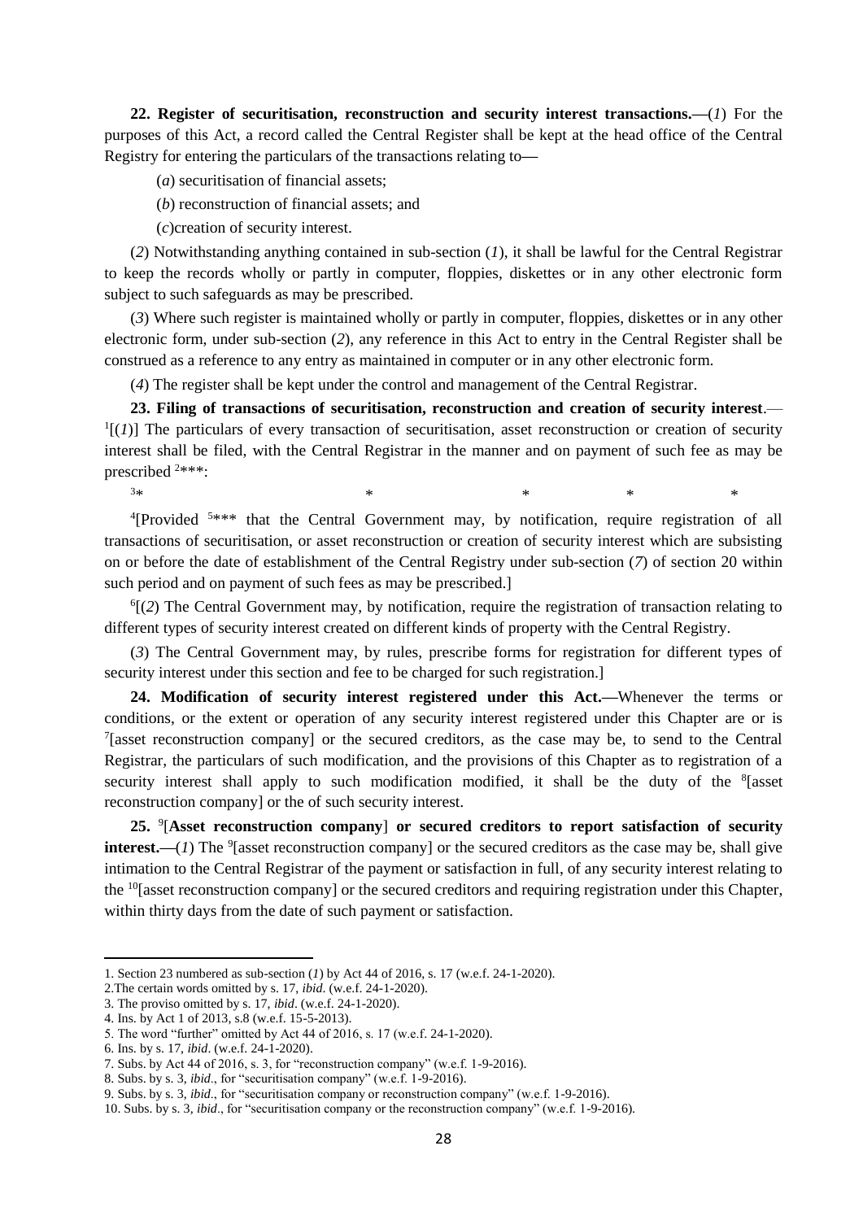**22. Register of securitisation, reconstruction and security interest transactions.—**(*1*) For the purposes of this Act, a record called the Central Register shall be kept at the head office of the Central Registry for entering the particulars of the transactions relating to**—**

(*a*) securitisation of financial assets;

(*b*) reconstruction of financial assets; and

(*c*)creation of security interest.

(*2*) Notwithstanding anything contained in sub-section (*1*), it shall be lawful for the Central Registrar to keep the records wholly or partly in computer, floppies, diskettes or in any other electronic form subject to such safeguards as may be prescribed.

(*3*) Where such register is maintained wholly or partly in computer, floppies, diskettes or in any other electronic form, under sub-section (*2*), any reference in this Act to entry in the Central Register shall be construed as a reference to any entry as maintained in computer or in any other electronic form.

(*4*) The register shall be kept under the control and management of the Central Registrar.

**23. Filing of transactions of securitisation, reconstruction and creation of security interest**.—[1][(*1*)] The particulars of every transaction of securitisation, asset reconstruction or creation of security interest shall be filed, with the Central Registrar in the manner and on payment of such fee as may be prescribed [2]***:

[3]* * * * *

[4][Provided [5]*** that the Central Government may, by notification, require registration of all transactions of securitisation, or asset reconstruction or creation of security interest which are subsisting on or before the date of establishment of the Central Registry under sub-section (*7*) of section 20 within such period and on payment of such fees as may be prescribed.]

[6][(*2*) The Central Government may, by notification, require the registration of transaction relating to different types of security interest created on different kinds of property with the Central Registry.

(*3*) The Central Government may, by rules, prescribe forms for registration for different types of security interest under this section and fee to be charged for such registration.]

**24. Modification of security interest registered under this Act.—**Whenever the terms or conditions, or the extent or operation of any security interest registered under this Chapter are or is [7][asset reconstruction company] or the secured creditors, as the case may be, to send to the Central Registrar, the particulars of such modification, and the provisions of this Chapter as to registration of a security interest shall apply to such modification modified, it shall be the duty of the [8][asset reconstruction company] or the of such security interest.

**25.** [9][**Asset reconstruction company**] **or secured creditors to report satisfaction of security interest.—**(*1*) The [9][asset reconstruction company] or the secured creditors as the case may be, shall give intimation to the Central Registrar of the payment or satisfaction in full, of any security interest relating to the [10][asset reconstruction company] or the secured creditors and requiring registration under this Chapter, within thirty days from the date of such payment or satisfaction.

---

1. Section 23 numbered as sub-section (*1*) by Act 44 of 2016, s. 17 (w.e.f. 24-1-2020).
2. The certain words omitted by s. 17, *ibid*. (w.e.f. 24-1-2020).
3. The proviso omitted by s. 17, *ibid*. (w.e.f. 24-1-2020).
4. Ins. by Act 1 of 2013, s.8 (w.e.f. 15-5-2013).
5. The word "further" omitted by Act 44 of 2016, s. 17 (w.e.f. 24-1-2020).
6. Ins. by s. 17, *ibid*. (w.e.f. 24-1-2020).
7. Subs. by Act 44 of 2016, s. 3, for "reconstruction company" (w.e.f. 1-9-2016).
8. Subs. by s. 3, *ibid*., for "securitisation company" (w.e.f. 1-9-2016).
9. Subs. by s. 3, *ibid*., for "securitisation company or reconstruction company" (w.e.f. 1-9-2016).
10. Subs. by s. 3, *ibid*., for "securitisation company or the reconstruction company" (w.e.f. 1-9-2016).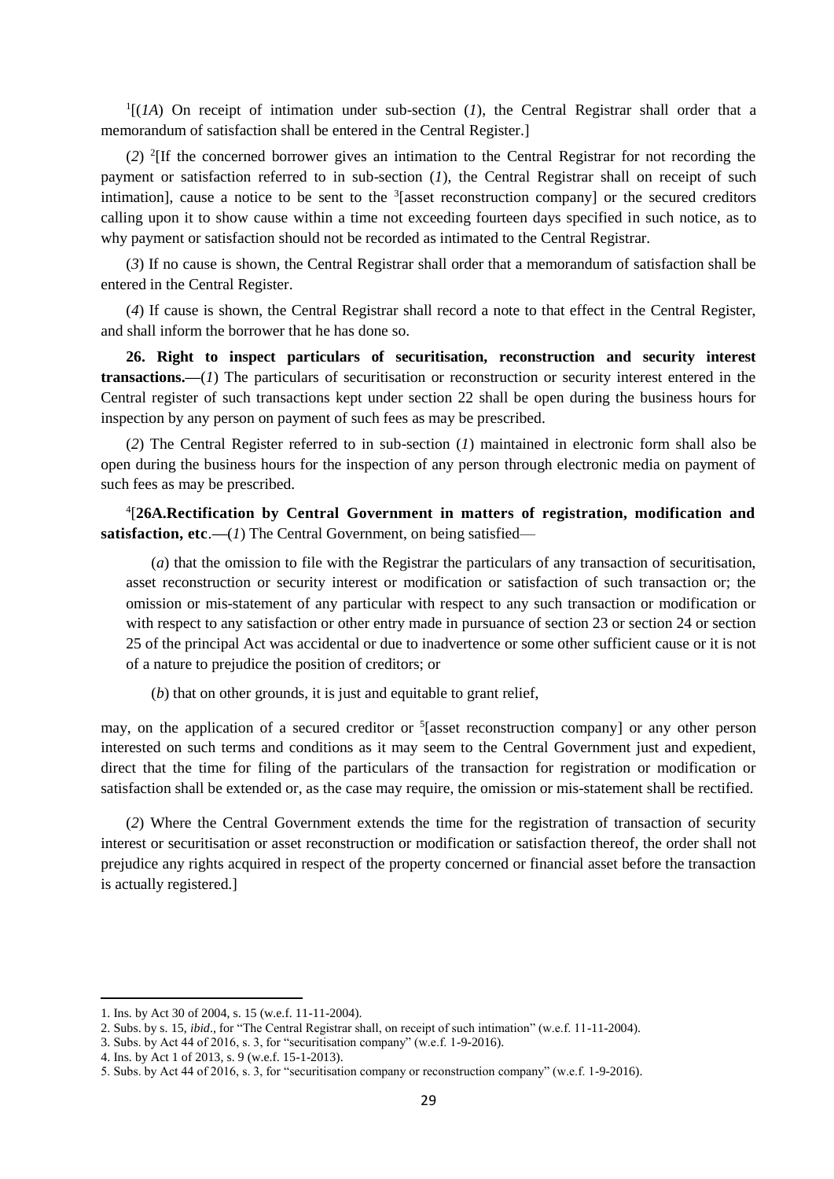[1][(*1A*) On receipt of intimation under sub-section (*1*), the Central Registrar shall order that a memorandum of satisfaction shall be entered in the Central Register.]

(*2*) [2][If the concerned borrower gives an intimation to the Central Registrar for not recording the payment or satisfaction referred to in sub-section (*1*), the Central Registrar shall on receipt of such intimation], cause a notice to be sent to the [3][asset reconstruction company] or the secured creditors calling upon it to show cause within a time not exceeding fourteen days specified in such notice, as to why payment or satisfaction should not be recorded as intimated to the Central Registrar.

(*3*) If no cause is shown, the Central Registrar shall order that a memorandum of satisfaction shall be entered in the Central Register.

(*4*) If cause is shown, the Central Registrar shall record a note to that effect in the Central Register, and shall inform the borrower that he has done so.

**26. Right to inspect particulars of securitisation, reconstruction and security interest transactions.—**(*1*) The particulars of securitisation or reconstruction or security interest entered in the Central register of such transactions kept under section 22 shall be open during the business hours for inspection by any person on payment of such fees as may be prescribed.

(*2*) The Central Register referred to in sub-section (*1*) maintained in electronic form shall also be open during the business hours for the inspection of any person through electronic media on payment of such fees as may be prescribed.

[4][**26A.Rectification by Central Government in matters of registration, modification and satisfaction, etc**.**—**(*1*) The Central Government, on being satisfied—

(*a*) that the omission to file with the Registrar the particulars of any transaction of securitisation, asset reconstruction or security interest or modification or satisfaction of such transaction or; the omission or mis-statement of any particular with respect to any such transaction or modification or with respect to any satisfaction or other entry made in pursuance of section 23 or section 24 or section 25 of the principal Act was accidental or due to inadvertence or some other sufficient cause or it is not of a nature to prejudice the position of creditors; or

(*b*) that on other grounds, it is just and equitable to grant relief,

may, on the application of a secured creditor or [5][asset reconstruction company] or any other person interested on such terms and conditions as it may seem to the Central Government just and expedient, direct that the time for filing of the particulars of the transaction for registration or modification or satisfaction shall be extended or, as the case may require, the omission or mis-statement shall be rectified.

(*2*) Where the Central Government extends the time for the registration of transaction of security interest or securitisation or asset reconstruction or modification or satisfaction thereof, the order shall not prejudice any rights acquired in respect of the property concerned or financial asset before the transaction is actually registered.]

---

1. Ins. by Act 30 of 2004, s. 15 (w.e.f. 11-11-2004).
2. Subs. by s. 15, *ibid*., for "The Central Registrar shall, on receipt of such intimation" (w.e.f. 11-11-2004).
3. Subs. by Act 44 of 2016, s. 3, for "securitisation company" (w.e.f. 1-9-2016).
4. Ins. by Act 1 of 2013, s. 9 (w.e.f. 15-1-2013).
5. Subs. by Act 44 of 2016, s. 3, for "securitisation company or reconstruction company" (w.e.f. 1-9-2016).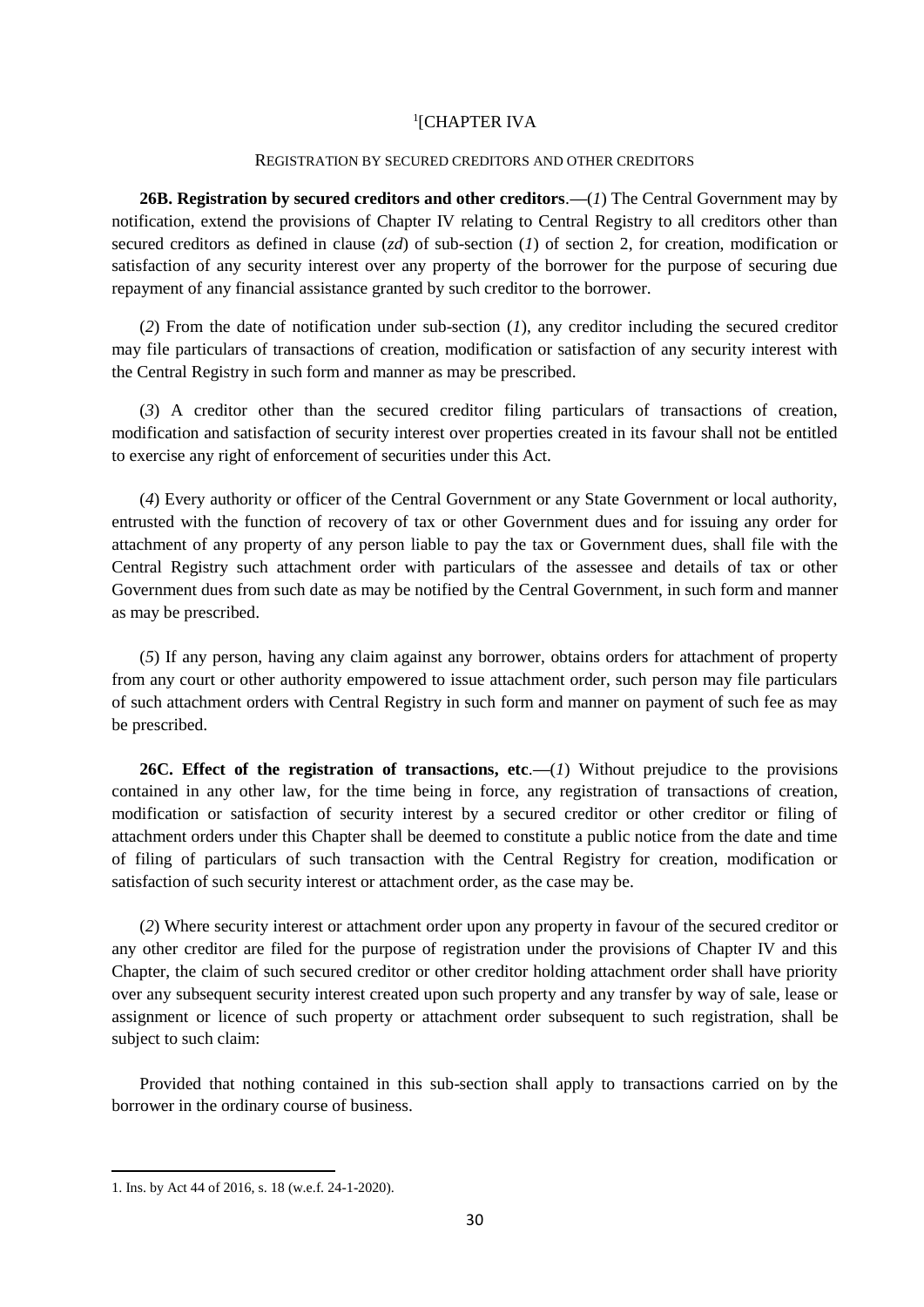## [1][CHAPTER IVA

### REGISTRATION BY SECURED CREDITORS AND OTHER CREDITORS

**26B. Registration by secured creditors and other creditors**.—(*1*) The Central Government may by notification, extend the provisions of Chapter IV relating to Central Registry to all creditors other than secured creditors as defined in clause (*zd*) of sub-section (*1*) of section 2, for creation, modification or satisfaction of any security interest over any property of the borrower for the purpose of securing due repayment of any financial assistance granted by such creditor to the borrower.

(*2*) From the date of notification under sub-section (*1*), any creditor including the secured creditor may file particulars of transactions of creation, modification or satisfaction of any security interest with the Central Registry in such form and manner as may be prescribed.

(*3*) A creditor other than the secured creditor filing particulars of transactions of creation, modification and satisfaction of security interest over properties created in its favour shall not be entitled to exercise any right of enforcement of securities under this Act.

(*4*) Every authority or officer of the Central Government or any State Government or local authority, entrusted with the function of recovery of tax or other Government dues and for issuing any order for attachment of any property of any person liable to pay the tax or Government dues, shall file with the Central Registry such attachment order with particulars of the assessee and details of tax or other Government dues from such date as may be notified by the Central Government, in such form and manner as may be prescribed.

(*5*) If any person, having any claim against any borrower, obtains orders for attachment of property from any court or other authority empowered to issue attachment order, such person may file particulars of such attachment orders with Central Registry in such form and manner on payment of such fee as may be prescribed.

**26C. Effect of the registration of transactions, etc**.—(*1*) Without prejudice to the provisions contained in any other law, for the time being in force, any registration of transactions of creation, modification or satisfaction of security interest by a secured creditor or other creditor or filing of attachment orders under this Chapter shall be deemed to constitute a public notice from the date and time of filing of particulars of such transaction with the Central Registry for creation, modification or satisfaction of such security interest or attachment order, as the case may be.

(*2*) Where security interest or attachment order upon any property in favour of the secured creditor or any other creditor are filed for the purpose of registration under the provisions of Chapter IV and this Chapter, the claim of such secured creditor or other creditor holding attachment order shall have priority over any subsequent security interest created upon such property and any transfer by way of sale, lease or assignment or licence of such property or attachment order subsequent to such registration, shall be subject to such claim:

Provided that nothing contained in this sub-section shall apply to transactions carried on by the borrower in the ordinary course of business.

---

1. Ins. by Act 44 of 2016, s. 18 (w.e.f. 24-1-2020).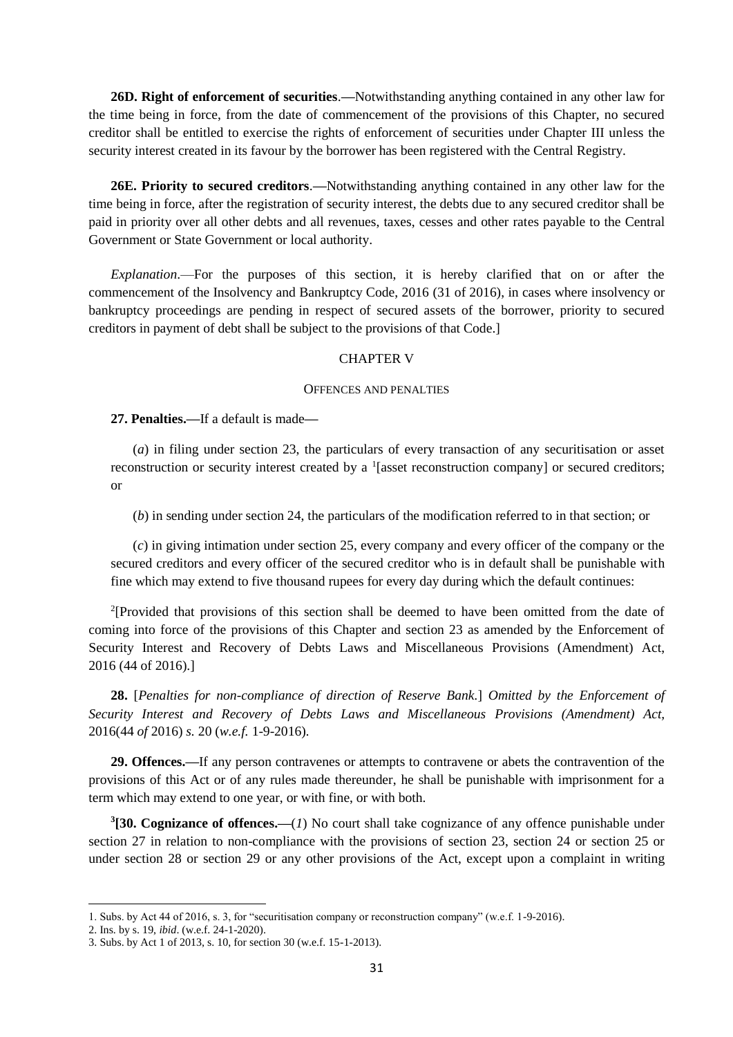**26D. Right of enforcement of securities**.—Notwithstanding anything contained in any other law for the time being in force, from the date of commencement of the provisions of this Chapter, no secured creditor shall be entitled to exercise the rights of enforcement of securities under Chapter III unless the security interest created in its favour by the borrower has been registered with the Central Registry.

**26E. Priority to secured creditors**.—Notwithstanding anything contained in any other law for the time being in force, after the registration of security interest, the debts due to any secured creditor shall be paid in priority over all other debts and all revenues, taxes, cesses and other rates payable to the Central Government or State Government or local authority.

*Explanation*.—For the purposes of this section, it is hereby clarified that on or after the commencement of the Insolvency and Bankruptcy Code, 2016 (31 of 2016), in cases where insolvency or bankruptcy proceedings are pending in respect of secured assets of the borrower, priority to secured creditors in payment of debt shall be subject to the provisions of that Code.]

## CHAPTER V

### OFFENCES AND PENALTIES

**27. Penalties.**—If a default is made—

(*a*) in filing under section 23, the particulars of every transaction of any securitisation or asset reconstruction or security interest created by a [1][asset reconstruction company] or secured creditors; or

(*b*) in sending under section 24, the particulars of the modification referred to in that section; or

(*c*) in giving intimation under section 25, every company and every officer of the company or the secured creditors and every officer of the secured creditor who is in default shall be punishable with fine which may extend to five thousand rupees for every day during which the default continues:

[2][Provided that provisions of this section shall be deemed to have been omitted from the date of coming into force of the provisions of this Chapter and section 23 as amended by the Enforcement of Security Interest and Recovery of Debts Laws and Miscellaneous Provisions (Amendment) Act, 2016 (44 of 2016).]

**28.** [*Penalties for non-compliance of direction of Reserve Bank.*] *Omitted by the Enforcement of Security Interest and Recovery of Debts Laws and Miscellaneous Provisions (Amendment) Act,* 2016(44 *of* 2016) *s.* 20 (*w.e.f.* 1-9-2016).

**29. Offences.**—If any person contravenes or attempts to contravene or abets the contravention of the provisions of this Act or of any rules made thereunder, he shall be punishable with imprisonment for a term which may extend to one year, or with fine, or with both.

[3]**[30. Cognizance of offences.**—(*1*) No court shall take cognizance of any offence punishable under section 27 in relation to non-compliance with the provisions of section 23, section 24 or section 25 or under section 28 or section 29 or any other provisions of the Act, except upon a complaint in writing

---

1. Subs. by Act 44 of 2016, s. 3, for "securitisation company or reconstruction company" (w.e.f. 1-9-2016).
2. Ins. by s. 19, *ibid*. (w.e.f. 24-1-2020).
3. Subs. by Act 1 of 2013, s. 10, for section 30 (w.e.f. 15-1-2013).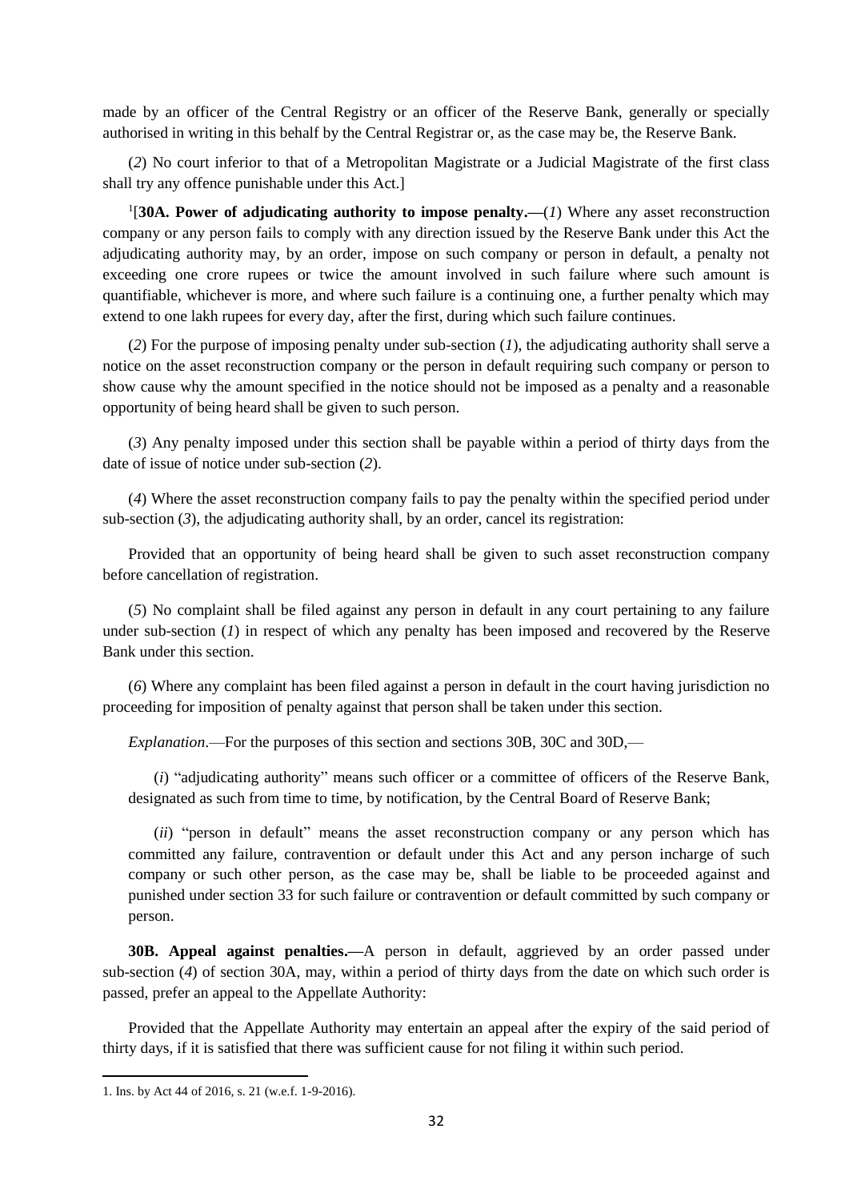made by an officer of the Central Registry or an officer of the Reserve Bank, generally or specially authorised in writing in this behalf by the Central Registrar or, as the case may be, the Reserve Bank.

(*2*) No court inferior to that of a Metropolitan Magistrate or a Judicial Magistrate of the first class shall try any offence punishable under this Act.]

[1][**30A. Power of adjudicating authority to impose penalty.—**(*1*) Where any asset reconstruction company or any person fails to comply with any direction issued by the Reserve Bank under this Act the adjudicating authority may, by an order, impose on such company or person in default, a penalty not exceeding one crore rupees or twice the amount involved in such failure where such amount is quantifiable, whichever is more, and where such failure is a continuing one, a further penalty which may extend to one lakh rupees for every day, after the first, during which such failure continues.

(*2*) For the purpose of imposing penalty under sub-section (*1*), the adjudicating authority shall serve a notice on the asset reconstruction company or the person in default requiring such company or person to show cause why the amount specified in the notice should not be imposed as a penalty and a reasonable opportunity of being heard shall be given to such person.

(*3*) Any penalty imposed under this section shall be payable within a period of thirty days from the date of issue of notice under sub-section (*2*).

(*4*) Where the asset reconstruction company fails to pay the penalty within the specified period under sub-section (*3*), the adjudicating authority shall, by an order, cancel its registration:

Provided that an opportunity of being heard shall be given to such asset reconstruction company before cancellation of registration.

(*5*) No complaint shall be filed against any person in default in any court pertaining to any failure under sub-section (*1*) in respect of which any penalty has been imposed and recovered by the Reserve Bank under this section.

(*6*) Where any complaint has been filed against a person in default in the court having jurisdiction no proceeding for imposition of penalty against that person shall be taken under this section.

*Explanation*.—For the purposes of this section and sections 30B, 30C and 30D,—

(*i*) "adjudicating authority" means such officer or a committee of officers of the Reserve Bank, designated as such from time to time, by notification, by the Central Board of Reserve Bank;

(*ii*) "person in default" means the asset reconstruction company or any person which has committed any failure, contravention or default under this Act and any person incharge of such company or such other person, as the case may be, shall be liable to be proceeded against and punished under section 33 for such failure or contravention or default committed by such company or person.

**30B. Appeal against penalties.—**A person in default, aggrieved by an order passed under sub-section (*4*) of section 30A, may, within a period of thirty days from the date on which such order is passed, prefer an appeal to the Appellate Authority:

Provided that the Appellate Authority may entertain an appeal after the expiry of the said period of thirty days, if it is satisfied that there was sufficient cause for not filing it within such period.

---

1. Ins. by Act 44 of 2016, s. 21 (w.e.f. 1-9-2016).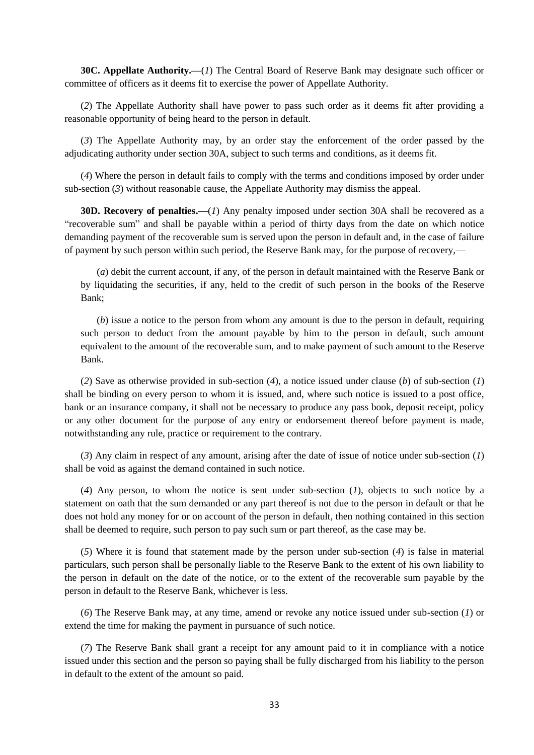**30C. Appellate Authority.**—(*1*) The Central Board of Reserve Bank may designate such officer or committee of officers as it deems fit to exercise the power of Appellate Authority.

(*2*) The Appellate Authority shall have power to pass such order as it deems fit after providing a reasonable opportunity of being heard to the person in default.

(*3*) The Appellate Authority may, by an order stay the enforcement of the order passed by the adjudicating authority under section 30A, subject to such terms and conditions, as it deems fit.

(*4*) Where the person in default fails to comply with the terms and conditions imposed by order under sub-section (*3*) without reasonable cause, the Appellate Authority may dismiss the appeal.

**30D. Recovery of penalties.**—(*1*) Any penalty imposed under section 30A shall be recovered as a "recoverable sum" and shall be payable within a period of thirty days from the date on which notice demanding payment of the recoverable sum is served upon the person in default and, in the case of failure of payment by such person within such period, the Reserve Bank may, for the purpose of recovery,—

(*a*) debit the current account, if any, of the person in default maintained with the Reserve Bank or by liquidating the securities, if any, held to the credit of such person in the books of the Reserve Bank;

(*b*) issue a notice to the person from whom any amount is due to the person in default, requiring such person to deduct from the amount payable by him to the person in default, such amount equivalent to the amount of the recoverable sum, and to make payment of such amount to the Reserve Bank.

(*2*) Save as otherwise provided in sub-section (*4*), a notice issued under clause (*b*) of sub-section (*1*) shall be binding on every person to whom it is issued, and, where such notice is issued to a post office, bank or an insurance company, it shall not be necessary to produce any pass book, deposit receipt, policy or any other document for the purpose of any entry or endorsement thereof before payment is made, notwithstanding any rule, practice or requirement to the contrary.

(*3*) Any claim in respect of any amount, arising after the date of issue of notice under sub-section (*1*) shall be void as against the demand contained in such notice.

(*4*) Any person, to whom the notice is sent under sub-section (*1*), objects to such notice by a statement on oath that the sum demanded or any part thereof is not due to the person in default or that he does not hold any money for or on account of the person in default, then nothing contained in this section shall be deemed to require, such person to pay such sum or part thereof, as the case may be.

(*5*) Where it is found that statement made by the person under sub-section (*4*) is false in material particulars, such person shall be personally liable to the Reserve Bank to the extent of his own liability to the person in default on the date of the notice, or to the extent of the recoverable sum payable by the person in default to the Reserve Bank, whichever is less.

(*6*) The Reserve Bank may, at any time, amend or revoke any notice issued under sub-section (*1*) or extend the time for making the payment in pursuance of such notice.

(*7*) The Reserve Bank shall grant a receipt for any amount paid to it in compliance with a notice issued under this section and the person so paying shall be fully discharged from his liability to the person in default to the extent of the amount so paid.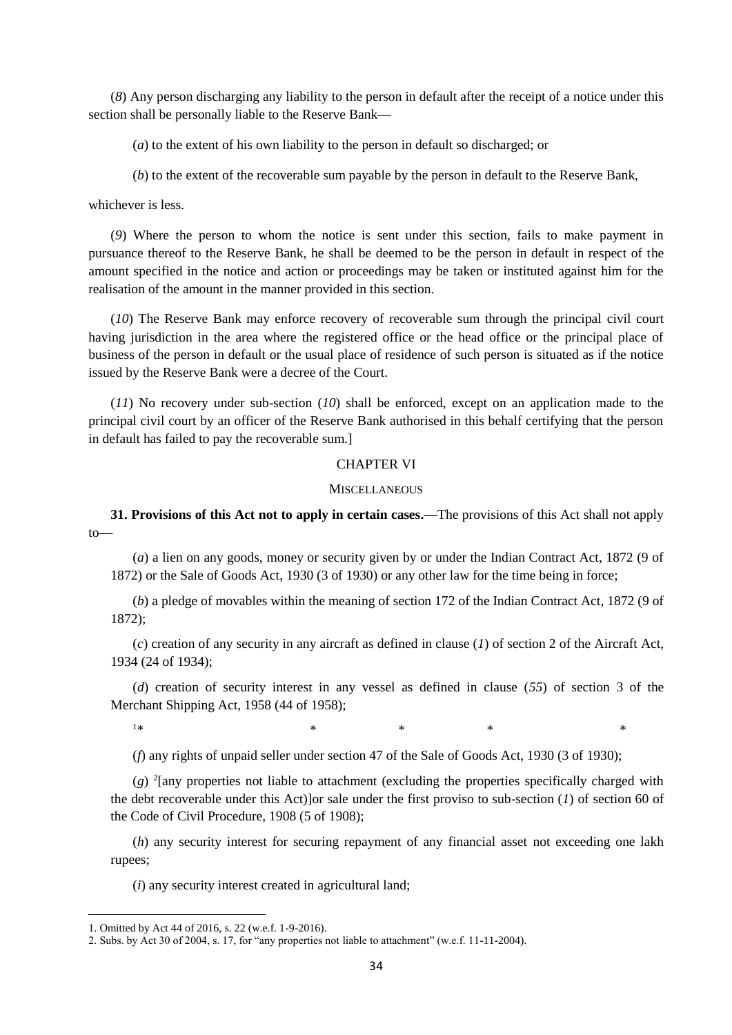(*8*) Any person discharging any liability to the person in default after the receipt of a notice under this section shall be personally liable to the Reserve Bank—

(*a*) to the extent of his own liability to the person in default so discharged; or

(*b*) to the extent of the recoverable sum payable by the person in default to the Reserve Bank,

whichever is less.

(*9*) Where the person to whom the notice is sent under this section, fails to make payment in pursuance thereof to the Reserve Bank, he shall be deemed to be the person in default in respect of the amount specified in the notice and action or proceedings may be taken or instituted against him for the realisation of the amount in the manner provided in this section.

(*10*) The Reserve Bank may enforce recovery of recoverable sum through the principal civil court having jurisdiction in the area where the registered office or the head office or the principal place of business of the person in default or the usual place of residence of such person is situated as if the notice issued by the Reserve Bank were a decree of the Court.

(*11*) No recovery under sub-section (*10*) shall be enforced, except on an application made to the principal civil court by an officer of the Reserve Bank authorised in this behalf certifying that the person in default has failed to pay the recoverable sum.]

## CHAPTER VI

### MISCELLANEOUS

**31. Provisions of this Act not to apply in certain cases.—**The provisions of this Act shall not apply to—

(*a*) a lien on any goods, money or security given by or under the Indian Contract Act, 1872 (9 of 1872) or the Sale of Goods Act, 1930 (3 of 1930) or any other law for the time being in force;

(*b*) a pledge of movables within the meaning of section 172 of the Indian Contract Act, 1872 (9 of 1872);

(*c*) creation of any security in any aircraft as defined in clause (*1*) of section 2 of the Aircraft Act, 1934 (24 of 1934);

(*d*) creation of security interest in any vessel as defined in clause (*55*) of section 3 of the Merchant Shipping Act, 1958 (44 of 1958);

[1]* * * * *

(*f*) any rights of unpaid seller under section 47 of the Sale of Goods Act, 1930 (3 of 1930);

(*g*) [2][any properties not liable to attachment (excluding the properties specifically charged with the debt recoverable under this Act)]or sale under the first proviso to sub-section (*1*) of section 60 of the Code of Civil Procedure, 1908 (5 of 1908);

(*h*) any security interest for securing repayment of any financial asset not exceeding one lakh rupees;

(*i*) any security interest created in agricultural land;

---

1. Omitted by Act 44 of 2016, s. 22 (w.e.f. 1-9-2016).
2. Subs. by Act 30 of 2004, s. 17, for "any properties not liable to attachment" (w.e.f. 11-11-2004).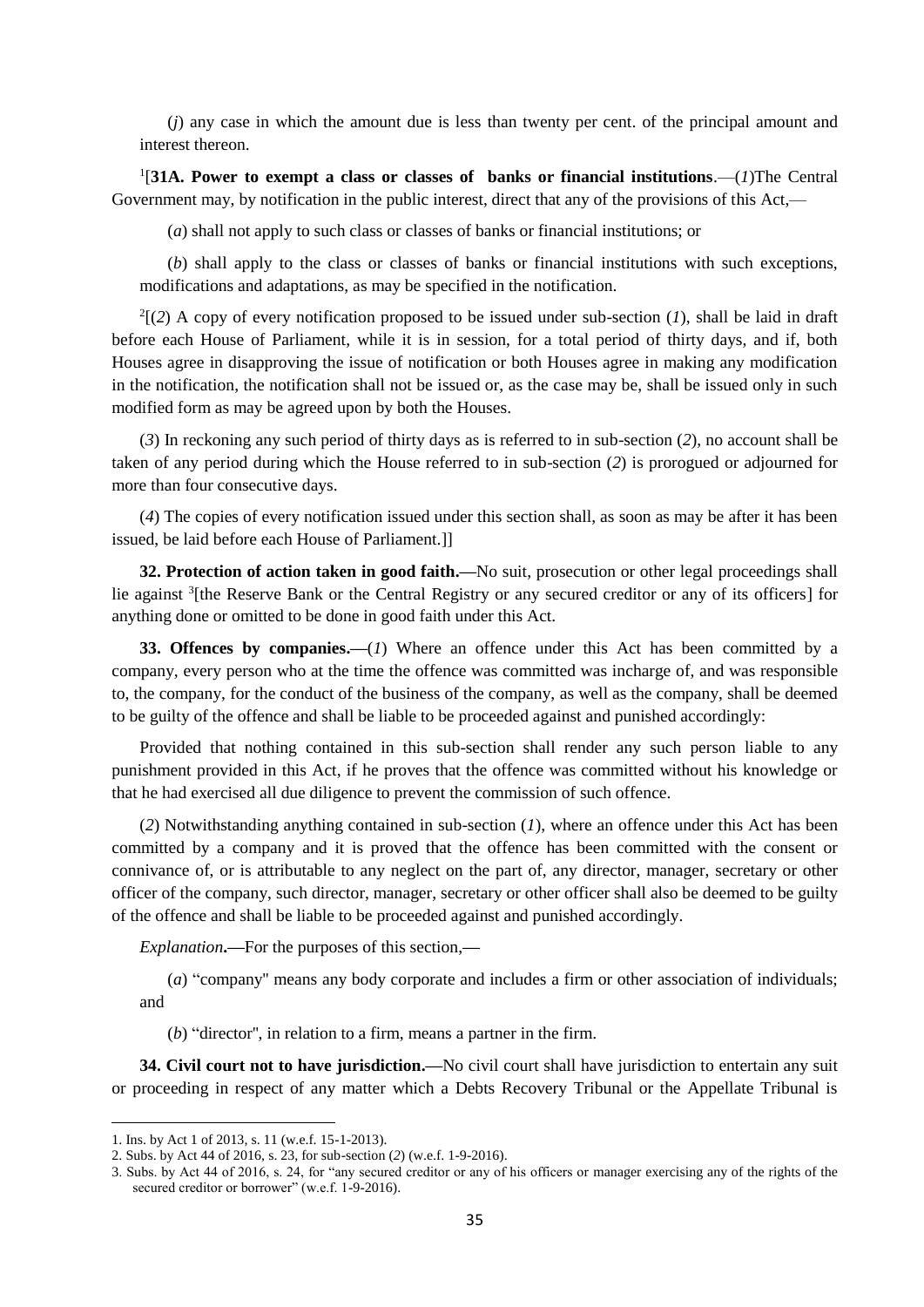(*j*) any case in which the amount due is less than twenty per cent. of the principal amount and interest thereon.

[1][**31A. Power to exempt a class or classes of banks or financial institutions**.—(*1*)The Central Government may, by notification in the public interest, direct that any of the provisions of this Act,—

(*a*) shall not apply to such class or classes of banks or financial institutions; or

(*b*) shall apply to the class or classes of banks or financial institutions with such exceptions, modifications and adaptations, as may be specified in the notification.

[2][(*2*) A copy of every notification proposed to be issued under sub-section (*1*), shall be laid in draft before each House of Parliament, while it is in session, for a total period of thirty days, and if, both Houses agree in disapproving the issue of notification or both Houses agree in making any modification in the notification, the notification shall not be issued or, as the case may be, shall be issued only in such modified form as may be agreed upon by both the Houses.

(*3*) In reckoning any such period of thirty days as is referred to in sub-section (*2*), no account shall be taken of any period during which the House referred to in sub-section (*2*) is prorogued or adjourned for more than four consecutive days.

(*4*) The copies of every notification issued under this section shall, as soon as may be after it has been issued, be laid before each House of Parliament.]]

**32. Protection of action taken in good faith.—**No suit, prosecution or other legal proceedings shall lie against [3][the Reserve Bank or the Central Registry or any secured creditor or any of its officers] for anything done or omitted to be done in good faith under this Act.

**33. Offences by companies.—**(*1*) Where an offence under this Act has been committed by a company, every person who at the time the offence was committed was incharge of, and was responsible to, the company, for the conduct of the business of the company, as well as the company, shall be deemed to be guilty of the offence and shall be liable to be proceeded against and punished accordingly:

Provided that nothing contained in this sub-section shall render any such person liable to any punishment provided in this Act, if he proves that the offence was committed without his knowledge or that he had exercised all due diligence to prevent the commission of such offence.

(*2*) Notwithstanding anything contained in sub-section (*1*), where an offence under this Act has been committed by a company and it is proved that the offence has been committed with the consent or connivance of, or is attributable to any neglect on the part of, any director, manager, secretary or other officer of the company, such director, manager, secretary or other officer shall also be deemed to be guilty of the offence and shall be liable to be proceeded against and punished accordingly.

*Explanation***.—**For the purposes of this section,**—**

(*a*) "company" means any body corporate and includes a firm or other association of individuals; and

(*b*) "director", in relation to a firm, means a partner in the firm.

**34. Civil court not to have jurisdiction.—**No civil court shall have jurisdiction to entertain any suit or proceeding in respect of any matter which a Debts Recovery Tribunal or the Appellate Tribunal is

---

1. Ins. by Act 1 of 2013, s. 11 (w.e.f. 15-1-2013).
2. Subs. by Act 44 of 2016, s. 23, for sub-section (*2*) (w.e.f. 1-9-2016).
3. Subs. by Act 44 of 2016, s. 24, for "any secured creditor or any of his officers or manager exercising any of the rights of the secured creditor or borrower" (w.e.f. 1-9-2016).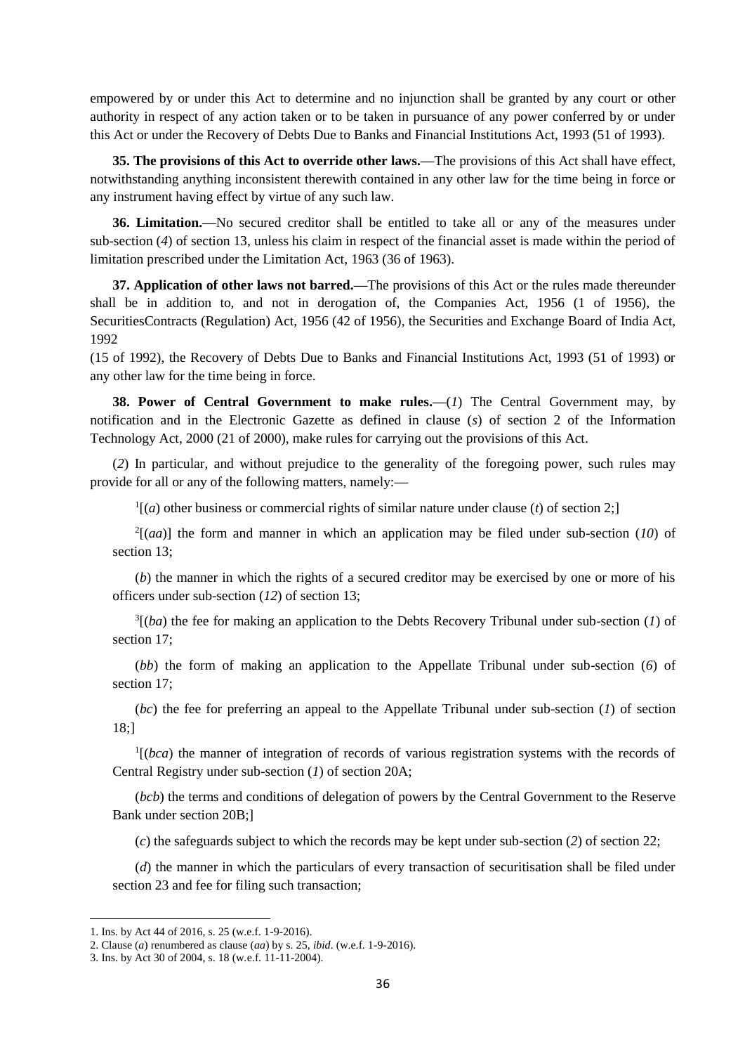empowered by or under this Act to determine and no injunction shall be granted by any court or other authority in respect of any action taken or to be taken in pursuance of any power conferred by or under this Act or under the Recovery of Debts Due to Banks and Financial Institutions Act, 1993 (51 of 1993).

**35. The provisions of this Act to override other laws.—**The provisions of this Act shall have effect, notwithstanding anything inconsistent therewith contained in any other law for the time being in force or any instrument having effect by virtue of any such law.

**36. Limitation.—**No secured creditor shall be entitled to take all or any of the measures under sub-section (*4*) of section 13, unless his claim in respect of the financial asset is made within the period of limitation prescribed under the Limitation Act, 1963 (36 of 1963).

**37. Application of other laws not barred.—**The provisions of this Act or the rules made thereunder shall be in addition to, and not in derogation of, the Companies Act, 1956 (1 of 1956), the SecuritiesContracts (Regulation) Act, 1956 (42 of 1956), the Securities and Exchange Board of India Act, 1992
(15 of 1992), the Recovery of Debts Due to Banks and Financial Institutions Act, 1993 (51 of 1993) or any other law for the time being in force.

**38. Power of Central Government to make rules.—**(*1*) The Central Government may, by notification and in the Electronic Gazette as defined in clause (*s*) of section 2 of the Information Technology Act, 2000 (21 of 2000), make rules for carrying out the provisions of this Act.

(*2*) In particular, and without prejudice to the generality of the foregoing power, such rules may provide for all or any of the following matters, namely:—

[1][(*a*) other business or commercial rights of similar nature under clause (*t*) of section 2;]

[2][(*aa*)] the form and manner in which an application may be filed under sub-section (*10*) of section 13;

(*b*) the manner in which the rights of a secured creditor may be exercised by one or more of his officers under sub-section (*12*) of section 13;

[3][(*ba*) the fee for making an application to the Debts Recovery Tribunal under sub-section (*1*) of section 17;

(*bb*) the form of making an application to the Appellate Tribunal under sub-section (*6*) of section 17;

(*bc*) the fee for preferring an appeal to the Appellate Tribunal under sub-section (*1*) of section 18;]

[1][(*bca*) the manner of integration of records of various registration systems with the records of Central Registry under sub-section (*1*) of section 20A;

(*bcb*) the terms and conditions of delegation of powers by the Central Government to the Reserve Bank under section 20B;]

(*c*) the safeguards subject to which the records may be kept under sub-section (*2*) of section 22;

(*d*) the manner in which the particulars of every transaction of securitisation shall be filed under section 23 and fee for filing such transaction;

---

1. Ins. by Act 44 of 2016, s. 25 (w.e.f. 1-9-2016).
2. Clause (*a*) renumbered as clause (*aa*) by s. 25, *ibid*. (w.e.f. 1-9-2016).
3. Ins. by Act 30 of 2004, s. 18 (w.e.f. 11-11-2004).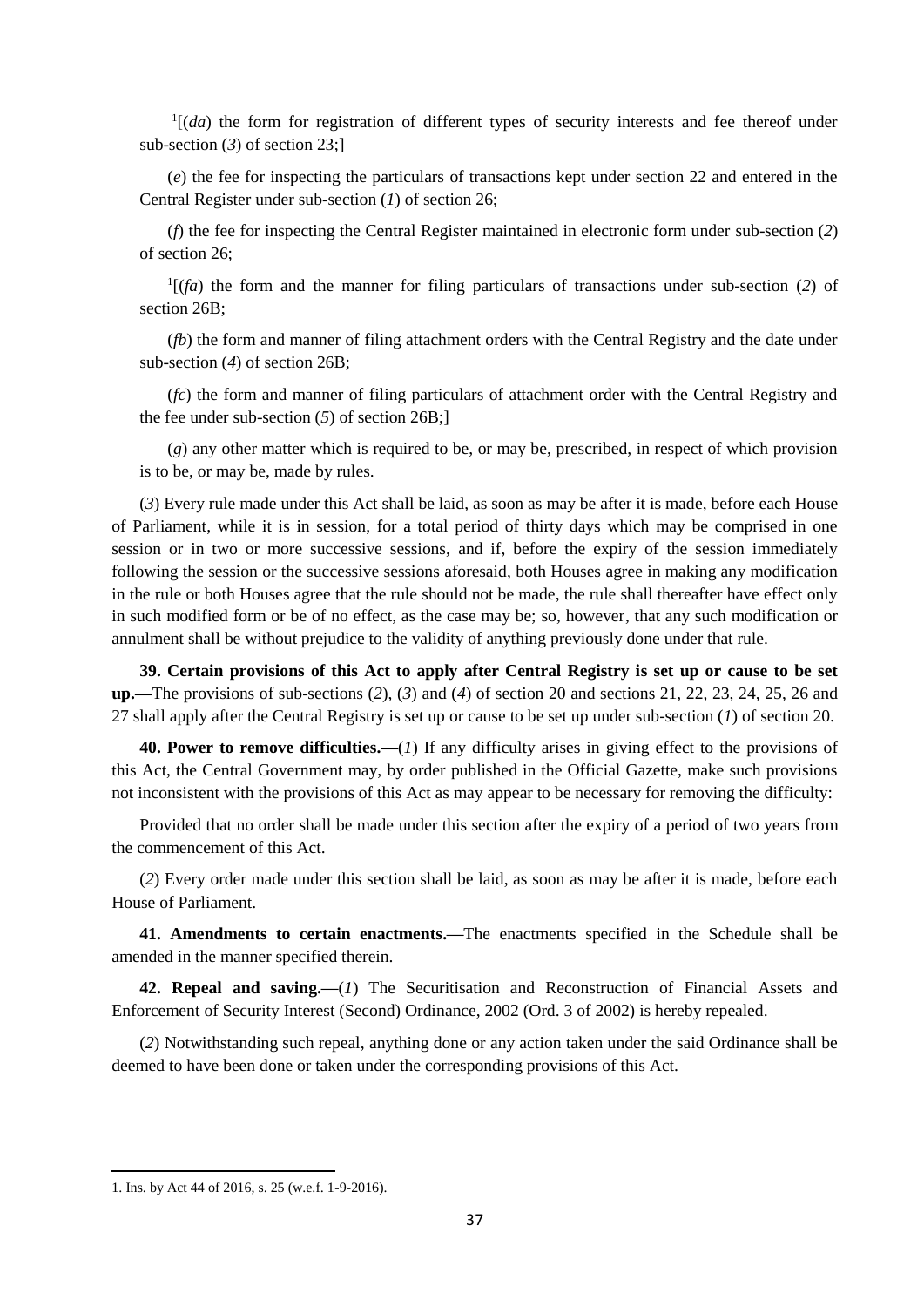[1][(*da*) the form for registration of different types of security interests and fee thereof under sub-section (*3*) of section 23;]

(*e*) the fee for inspecting the particulars of transactions kept under section 22 and entered in the Central Register under sub-section (*1*) of section 26;

(*f*) the fee for inspecting the Central Register maintained in electronic form under sub-section (*2*) of section 26;

[1][(*fa*) the form and the manner for filing particulars of transactions under sub-section (*2*) of section 26B;

(*fb*) the form and manner of filing attachment orders with the Central Registry and the date under sub-section (*4*) of section 26B;

(*fc*) the form and manner of filing particulars of attachment order with the Central Registry and the fee under sub-section (*5*) of section 26B;]

(*g*) any other matter which is required to be, or may be, prescribed, in respect of which provision is to be, or may be, made by rules.

(*3*) Every rule made under this Act shall be laid, as soon as may be after it is made, before each House of Parliament, while it is in session, for a total period of thirty days which may be comprised in one session or in two or more successive sessions, and if, before the expiry of the session immediately following the session or the successive sessions aforesaid, both Houses agree in making any modification in the rule or both Houses agree that the rule should not be made, the rule shall thereafter have effect only in such modified form or be of no effect, as the case may be; so, however, that any such modification or annulment shall be without prejudice to the validity of anything previously done under that rule.

**39. Certain provisions of this Act to apply after Central Registry is set up or cause to be set up.**—The provisions of sub-sections (*2*), (*3*) and (*4*) of section 20 and sections 21, 22, 23, 24, 25, 26 and 27 shall apply after the Central Registry is set up or cause to be set up under sub-section (*1*) of section 20.

**40. Power to remove difficulties.**—(*1*) If any difficulty arises in giving effect to the provisions of this Act, the Central Government may, by order published in the Official Gazette, make such provisions not inconsistent with the provisions of this Act as may appear to be necessary for removing the difficulty:

Provided that no order shall be made under this section after the expiry of a period of two years from the commencement of this Act.

(*2*) Every order made under this section shall be laid, as soon as may be after it is made, before each House of Parliament.

**41. Amendments to certain enactments.**—The enactments specified in the Schedule shall be amended in the manner specified therein.

**42. Repeal and saving.**—(*1*) The Securitisation and Reconstruction of Financial Assets and Enforcement of Security Interest (Second) Ordinance, 2002 (Ord. 3 of 2002) is hereby repealed.

(*2*) Notwithstanding such repeal, anything done or any action taken under the said Ordinance shall be deemed to have been done or taken under the corresponding provisions of this Act.

1. Ins. by Act 44 of 2016, s. 25 (w.e.f. 1-9-2016).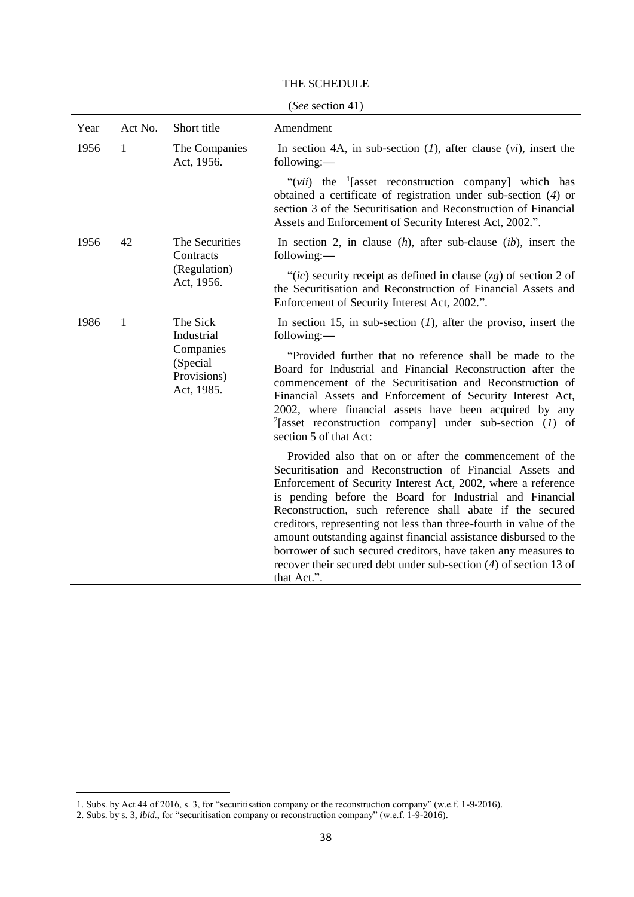THE SCHEDULE

(*See* section 41)

| Year | Act No. | Short title | Amendment |
|---|---|---|---|
| 1956 | 1 | The Companies Act, 1956. | In section 4A, in sub-section (*1*), after clause (*vi*), insert the following:— "(*vii*) the [1][asset reconstruction company] which has obtained a certificate of registration under sub-section (*4*) or section 3 of the Securitisation and Reconstruction of Financial Assets and Enforcement of Security Interest Act, 2002.". |
| 1956 | 42 | The Securities Contracts (Regulation) Act, 1956. | In section 2, in clause (*h*), after sub-clause (*ib*), insert the following:— "(*ic*) security receipt as defined in clause (*zg*) of section 2 of the Securitisation and Reconstruction of Financial Assets and Enforcement of Security Interest Act, 2002.". |
| 1986 | 1 | The Sick Industrial Companies (Special Provisions) Act, 1985. | In section 15, in sub-section (*1*), after the proviso, insert the following:— "Provided further that no reference shall be made to the Board for Industrial and Financial Reconstruction after the commencement of the Securitisation and Reconstruction of Financial Assets and Enforcement of Security Interest Act, 2002, where financial assets have been acquired by any [2][asset reconstruction company] under sub-section (*1*) of section 5 of that Act: Provided also that on or after the commencement of the Securitisation and Reconstruction of Financial Assets and Enforcement of Security Interest Act, 2002, where a reference is pending before the Board for Industrial and Financial Reconstruction, such reference shall abate if the secured creditors, representing not less than three-fourth in value of the amount outstanding against financial assistance disbursed to the borrower of such secured creditors, have taken any measures to recover their secured debt under sub-section (*4*) of section 13 of that Act.". |

1. Subs. by Act 44 of 2016, s. 3, for "securitisation company or the reconstruction company" (w.e.f. 1-9-2016).
2. Subs. by s. 3, *ibid*., for "securitisation company or reconstruction company" (w.e.f. 1-9-2016).